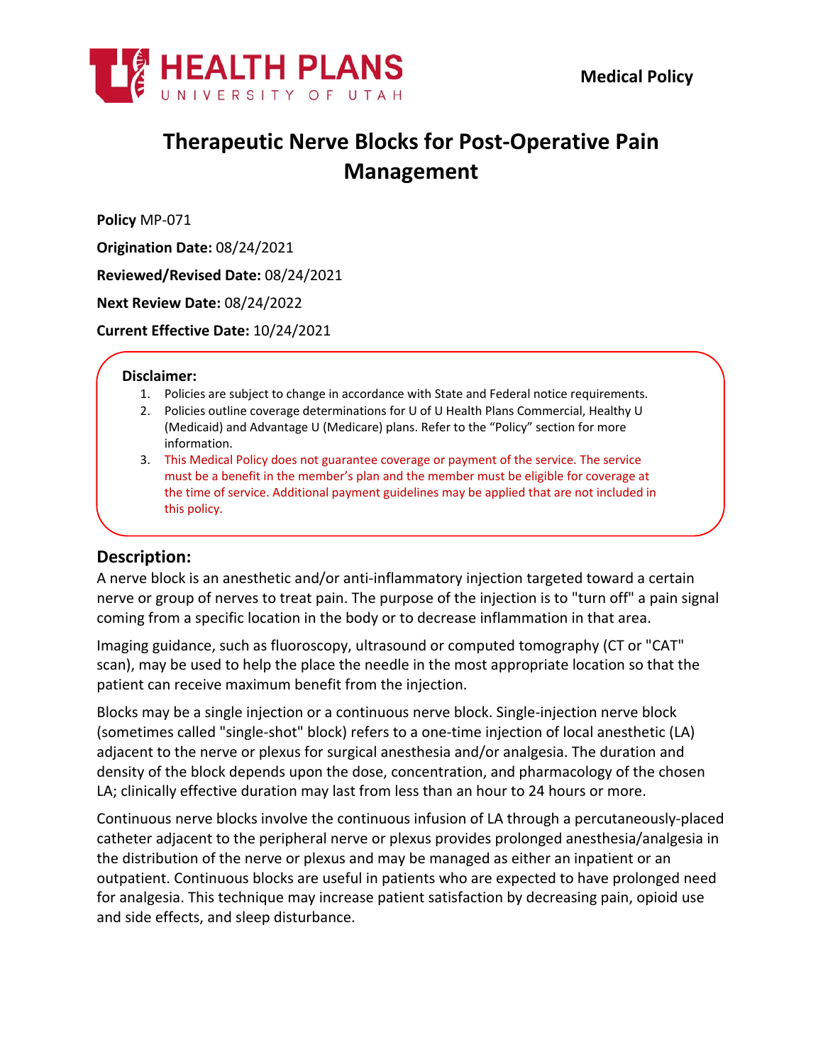HEALTH PLANS
UNIVERSITY OF UTAH

**Medical Policy**

# Therapeutic Nerve Blocks for Post-Operative Pain Management

**Policy** MP-071

**Origination Date:** 08/24/2021

**Reviewed/Revised Date:** 08/24/2021

**Next Review Date:** 08/24/2022

**Current Effective Date:** 10/24/2021

**Disclaimer:**

1. Policies are subject to change in accordance with State and Federal notice requirements.
2. Policies outline coverage determinations for U of U Health Plans Commercial, Healthy U (Medicaid) and Advantage U (Medicare) plans. Refer to the "Policy" section for more information.
3. This Medical Policy does not guarantee coverage or payment of the service. The service must be a benefit in the member's plan and the member must be eligible for coverage at the time of service. Additional payment guidelines may be applied that are not included in this policy.

## Description:

A nerve block is an anesthetic and/or anti-inflammatory injection targeted toward a certain nerve or group of nerves to treat pain. The purpose of the injection is to "turn off" a pain signal coming from a specific location in the body or to decrease inflammation in that area.

Imaging guidance, such as fluoroscopy, ultrasound or computed tomography (CT or "CAT" scan), may be used to help the place the needle in the most appropriate location so that the patient can receive maximum benefit from the injection.

Blocks may be a single injection or a continuous nerve block. Single-injection nerve block (sometimes called "single-shot" block) refers to a one-time injection of local anesthetic (LA) adjacent to the nerve or plexus for surgical anesthesia and/or analgesia. The duration and density of the block depends upon the dose, concentration, and pharmacology of the chosen LA; clinically effective duration may last from less than an hour to 24 hours or more.

Continuous nerve blocks involve the continuous infusion of LA through a percutaneously-placed catheter adjacent to the peripheral nerve or plexus provides prolonged anesthesia/analgesia in the distribution of the nerve or plexus and may be managed as either an inpatient or an outpatient. Continuous blocks are useful in patients who are expected to have prolonged need for analgesia. This technique may increase patient satisfaction by decreasing pain, opioid use and side effects, and sleep disturbance.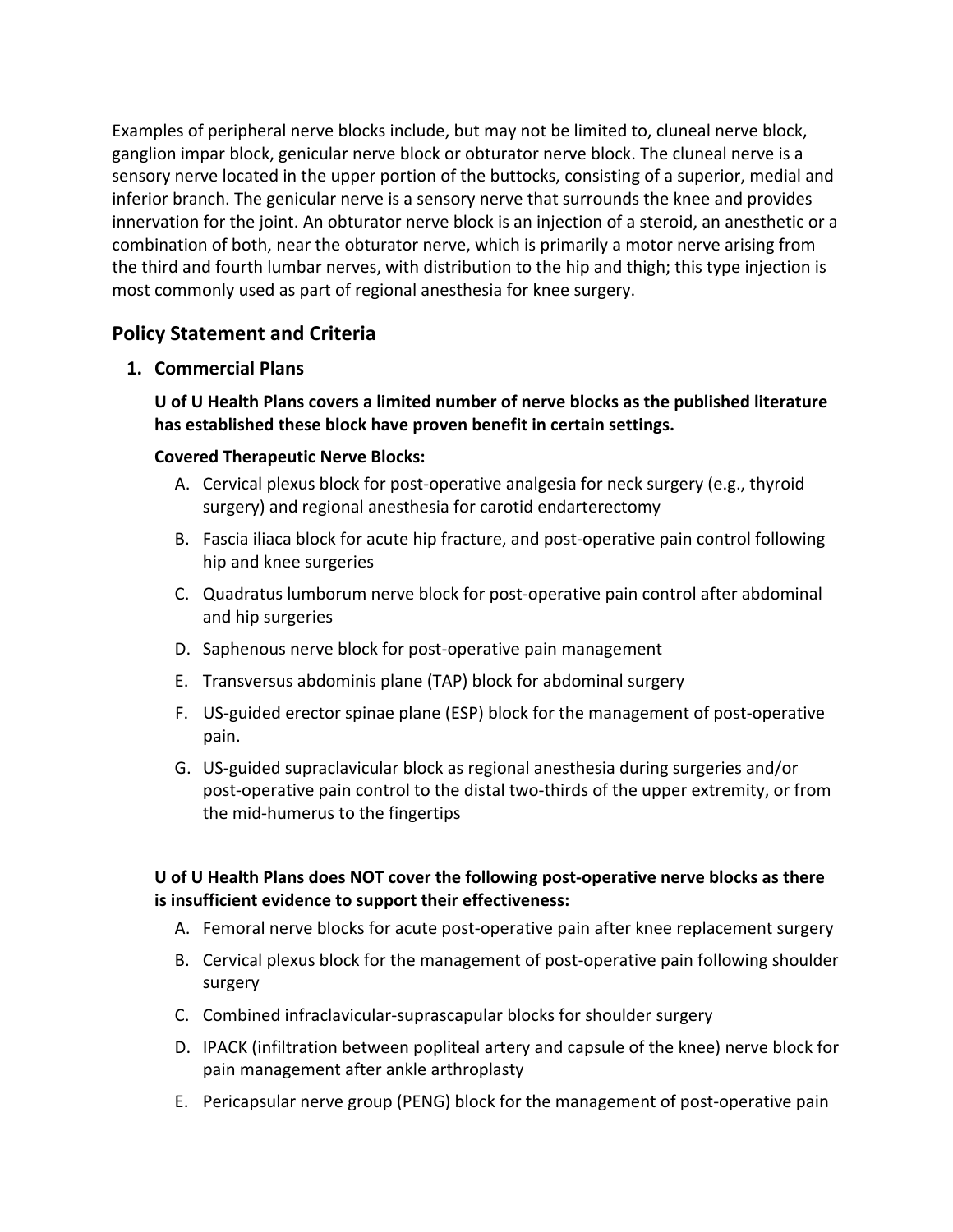Examples of peripheral nerve blocks include, but may not be limited to, cluneal nerve block, ganglion impar block, genicular nerve block or obturator nerve block. The cluneal nerve is a sensory nerve located in the upper portion of the buttocks, consisting of a superior, medial and inferior branch. The genicular nerve is a sensory nerve that surrounds the knee and provides innervation for the joint. An obturator nerve block is an injection of a steroid, an anesthetic or a combination of both, near the obturator nerve, which is primarily a motor nerve arising from the third and fourth lumbar nerves, with distribution to the hip and thigh; this type injection is most commonly used as part of regional anesthesia for knee surgery.

## Policy Statement and Criteria

### 1. Commercial Plans

**U of U Health Plans covers a limited number of nerve blocks as the published literature has established these block have proven benefit in certain settings.**

**Covered Therapeutic Nerve Blocks:**

A. Cervical plexus block for post-operative analgesia for neck surgery (e.g., thyroid surgery) and regional anesthesia for carotid endarterectomy

B. Fascia iliaca block for acute hip fracture, and post-operative pain control following hip and knee surgeries

C. Quadratus lumborum nerve block for post-operative pain control after abdominal and hip surgeries

D. Saphenous nerve block for post-operative pain management

E. Transversus abdominis plane (TAP) block for abdominal surgery

F. US-guided erector spinae plane (ESP) block for the management of post-operative pain.

G. US-guided supraclavicular block as regional anesthesia during surgeries and/or post-operative pain control to the distal two-thirds of the upper extremity, or from the mid-humerus to the fingertips

**U of U Health Plans does NOT cover the following post-operative nerve blocks as there is insufficient evidence to support their effectiveness:**

A. Femoral nerve blocks for acute post-operative pain after knee replacement surgery

B. Cervical plexus block for the management of post-operative pain following shoulder surgery

C. Combined infraclavicular-suprascapular blocks for shoulder surgery

D. IPACK (infiltration between popliteal artery and capsule of the knee) nerve block for pain management after ankle arthroplasty

E. Pericapsular nerve group (PENG) block for the management of post-operative pain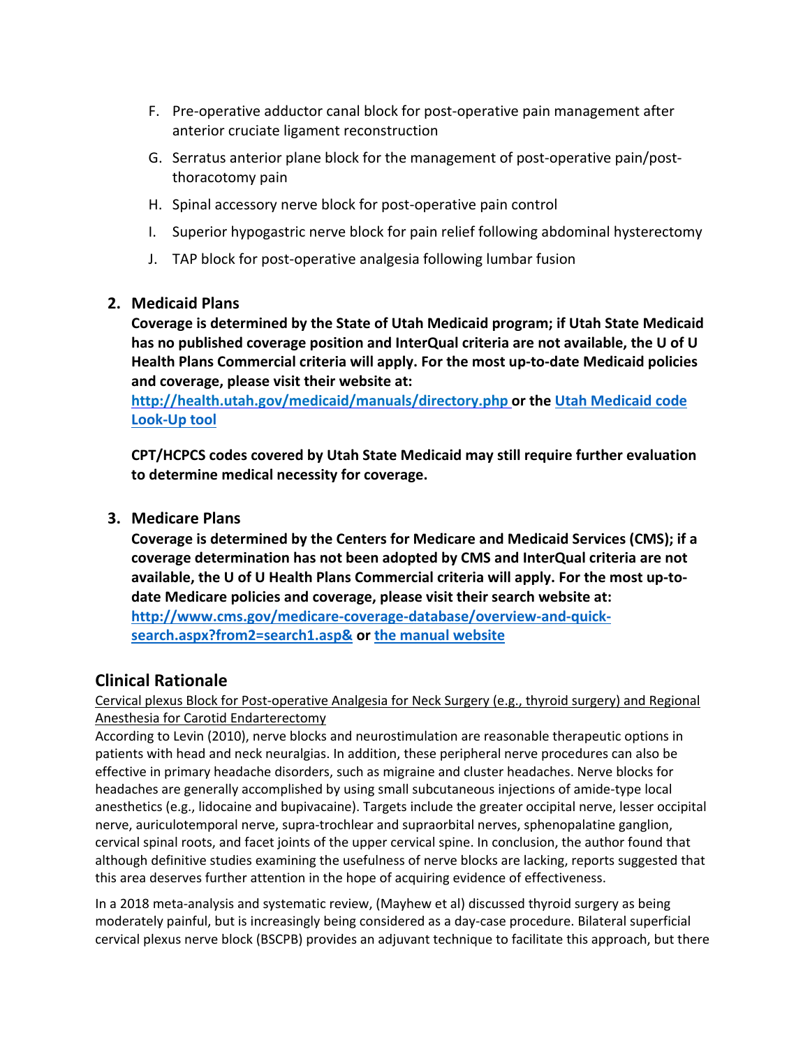F. Pre-operative adductor canal block for post-operative pain management after anterior cruciate ligament reconstruction

G. Serratus anterior plane block for the management of post-operative pain/post-thoracotomy pain

H. Spinal accessory nerve block for post-operative pain control

I. Superior hypogastric nerve block for pain relief following abdominal hysterectomy

J. TAP block for post-operative analgesia following lumbar fusion

2. **Medicaid Plans**

   **Coverage is determined by the State of Utah Medicaid program; if Utah State Medicaid has no published coverage position and InterQual criteria are not available, the U of U Health Plans Commercial criteria will apply. For the most up-to-date Medicaid policies and coverage, please visit their website at: [http://health.utah.gov/medicaid/manuals/directory.php](http://health.utah.gov/medicaid/manuals/directory.php) or the [Utah Medicaid code Look-Up tool](#)**

   **CPT/HCPCS codes covered by Utah State Medicaid may still require further evaluation to determine medical necessity for coverage.**

3. **Medicare Plans**

   **Coverage is determined by the Centers for Medicare and Medicaid Services (CMS); if a coverage determination has not been adopted by CMS and InterQual criteria are not available, the U of U Health Plans Commercial criteria will apply. For the most up-to-date Medicare policies and coverage, please visit their search website at: [http://www.cms.gov/medicare-coverage-database/overview-and-quick-search.aspx?from2=search1.asp&](http://www.cms.gov/medicare-coverage-database/overview-and-quick-search.aspx?from2=search1.asp&) or [the manual website](#)**

## Clinical Rationale

<u>Cervical plexus Block for Post-operative Analgesia for Neck Surgery (e.g., thyroid surgery) and Regional Anesthesia for Carotid Endarterectomy</u>

According to Levin (2010), nerve blocks and neurostimulation are reasonable therapeutic options in patients with head and neck neuralgias. In addition, these peripheral nerve procedures can also be effective in primary headache disorders, such as migraine and cluster headaches. Nerve blocks for headaches are generally accomplished by using small subcutaneous injections of amide-type local anesthetics (e.g., lidocaine and bupivacaine). Targets include the greater occipital nerve, lesser occipital nerve, auriculotemporal nerve, supra-trochlear and supraorbital nerves, sphenopalatine ganglion, cervical spinal roots, and facet joints of the upper cervical spine. In conclusion, the author found that although definitive studies examining the usefulness of nerve blocks are lacking, reports suggested that this area deserves further attention in the hope of acquiring evidence of effectiveness.

In a 2018 meta-analysis and systematic review, (Mayhew et al) discussed thyroid surgery as being moderately painful, but is increasingly being considered as a day-case procedure. Bilateral superficial cervical plexus nerve block (BSCPB) provides an adjuvant technique to facilitate this approach, but there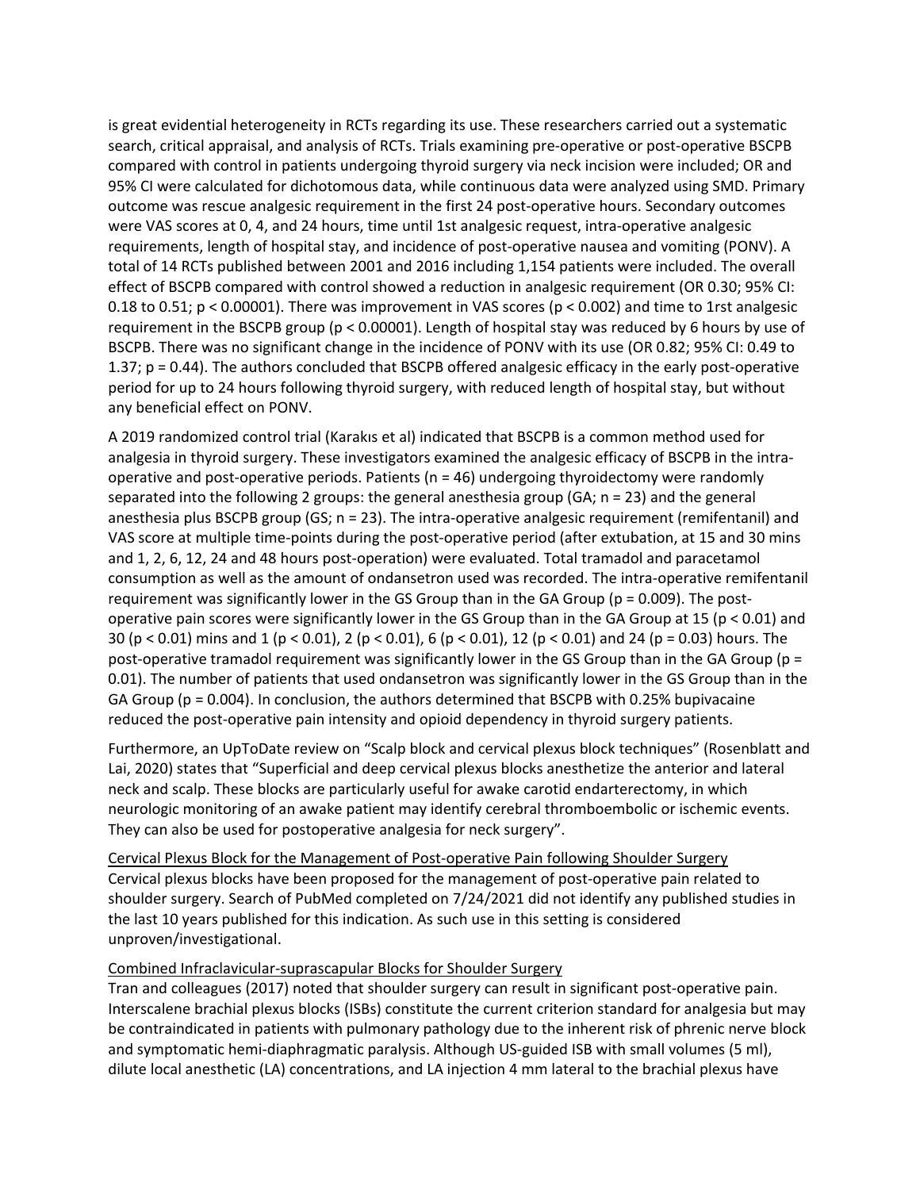is great evidential heterogeneity in RCTs regarding its use. These researchers carried out a systematic search, critical appraisal, and analysis of RCTs. Trials examining pre-operative or post-operative BSCPB compared with control in patients undergoing thyroid surgery via neck incision were included; OR and 95% CI were calculated for dichotomous data, while continuous data were analyzed using SMD. Primary outcome was rescue analgesic requirement in the first 24 post-operative hours. Secondary outcomes were VAS scores at 0, 4, and 24 hours, time until 1st analgesic request, intra-operative analgesic requirements, length of hospital stay, and incidence of post-operative nausea and vomiting (PONV). A total of 14 RCTs published between 2001 and 2016 including 1,154 patients were included. The overall effect of BSCPB compared with control showed a reduction in analgesic requirement (OR 0.30; 95% CI: 0.18 to 0.51; $p < 0.00001$). There was improvement in VAS scores ($p < 0.002$) and time to 1rst analgesic requirement in the BSCPB group ($p < 0.00001$). Length of hospital stay was reduced by 6 hours by use of BSCPB. There was no significant change in the incidence of PONV with its use (OR 0.82; 95% CI: 0.49 to 1.37; $p = 0.44$). The authors concluded that BSCPB offered analgesic efficacy in the early post-operative period for up to 24 hours following thyroid surgery, with reduced length of hospital stay, but without any beneficial effect on PONV.

A 2019 randomized control trial (Karakıs et al) indicated that BSCPB is a common method used for analgesia in thyroid surgery. These investigators examined the analgesic efficacy of BSCPB in the intra-operative and post-operative periods. Patients (n = 46) undergoing thyroidectomy were randomly separated into the following 2 groups: the general anesthesia group (GA; n = 23) and the general anesthesia plus BSCPB group (GS; n = 23). The intra-operative analgesic requirement (remifentanil) and VAS score at multiple time-points during the post-operative period (after extubation, at 15 and 30 mins and 1, 2, 6, 12, 24 and 48 hours post-operation) were evaluated. Total tramadol and paracetamol consumption as well as the amount of ondansetron used was recorded. The intra-operative remifentanil requirement was significantly lower in the GS Group than in the GA Group ($p = 0.009$). The post-operative pain scores were significantly lower in the GS Group than in the GA Group at 15 ($p < 0.01$) and 30 ($p < 0.01$) mins and 1 ($p < 0.01$), 2 ($p < 0.01$), 6 ($p < 0.01$), 12 ($p < 0.01$) and 24 ($p = 0.03$) hours. The post-operative tramadol requirement was significantly lower in the GS Group than in the GA Group ($p = 0.01$). The number of patients that used ondansetron was significantly lower in the GS Group than in the GA Group ($p = 0.004$). In conclusion, the authors determined that BSCPB with 0.25% bupivacaine reduced the post-operative pain intensity and opioid dependency in thyroid surgery patients.

Furthermore, an UpToDate review on "Scalp block and cervical plexus block techniques" (Rosenblatt and Lai, 2020) states that "Superficial and deep cervical plexus blocks anesthetize the anterior and lateral neck and scalp. These blocks are particularly useful for awake carotid endarterectomy, in which neurologic monitoring of an awake patient may identify cerebral thromboembolic or ischemic events. They can also be used for postoperative analgesia for neck surgery".

Cervical Plexus Block for the Management of Post-operative Pain following Shoulder Surgery

Cervical plexus blocks have been proposed for the management of post-operative pain related to shoulder surgery. Search of PubMed completed on 7/24/2021 did not identify any published studies in the last 10 years published for this indication. As such use in this setting is considered unproven/investigational.

Combined Infraclavicular-suprascapular Blocks for Shoulder Surgery

Tran and colleagues (2017) noted that shoulder surgery can result in significant post-operative pain. Interscalene brachial plexus blocks (ISBs) constitute the current criterion standard for analgesia but may be contraindicated in patients with pulmonary pathology due to the inherent risk of phrenic nerve block and symptomatic hemi-diaphragmatic paralysis. Although US-guided ISB with small volumes (5 ml), dilute local anesthetic (LA) concentrations, and LA injection 4 mm lateral to the brachial plexus have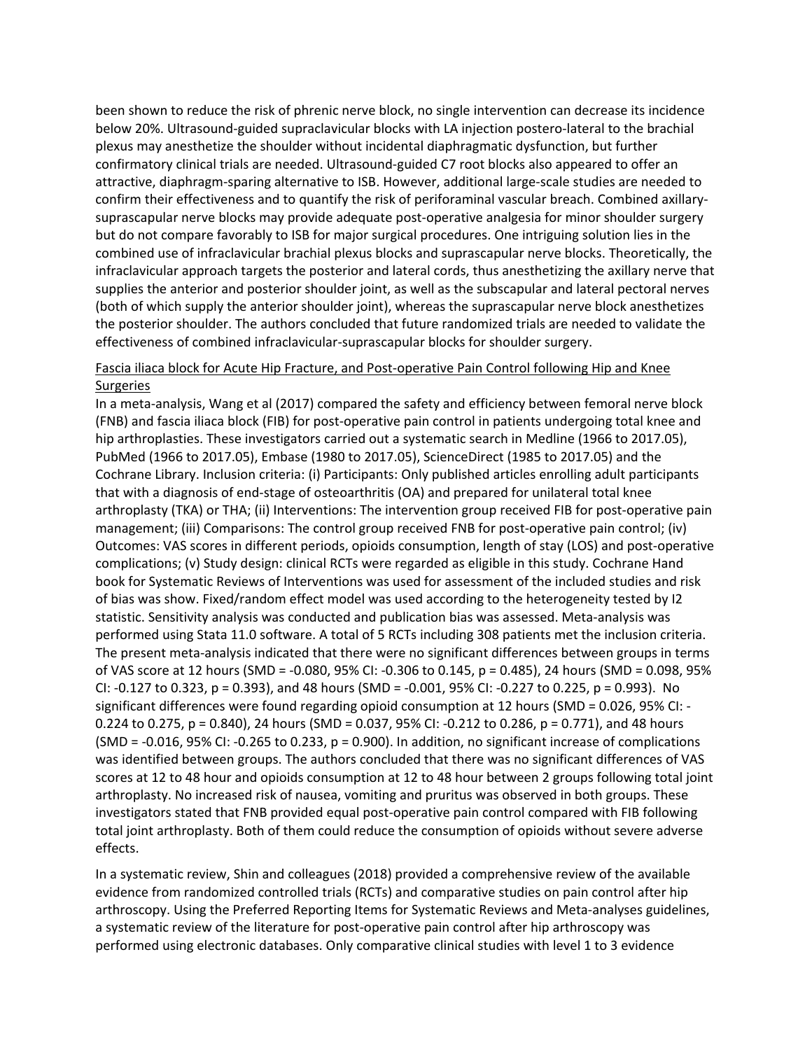been shown to reduce the risk of phrenic nerve block, no single intervention can decrease its incidence below 20%. Ultrasound-guided supraclavicular blocks with LA injection postero-lateral to the brachial plexus may anesthetize the shoulder without incidental diaphragmatic dysfunction, but further confirmatory clinical trials are needed. Ultrasound-guided C7 root blocks also appeared to offer an attractive, diaphragm-sparing alternative to ISB. However, additional large-scale studies are needed to confirm their effectiveness and to quantify the risk of periforaminal vascular breach. Combined axillary-suprascapular nerve blocks may provide adequate post-operative analgesia for minor shoulder surgery but do not compare favorably to ISB for major surgical procedures. One intriguing solution lies in the combined use of infraclavicular brachial plexus blocks and suprascapular nerve blocks. Theoretically, the infraclavicular approach targets the posterior and lateral cords, thus anesthetizing the axillary nerve that supplies the anterior and posterior shoulder joint, as well as the subscapular and lateral pectoral nerves (both of which supply the anterior shoulder joint), whereas the suprascapular nerve block anesthetizes the posterior shoulder. The authors concluded that future randomized trials are needed to validate the effectiveness of combined infraclavicular-suprascapular blocks for shoulder surgery.

<u>Fascia iliaca block for Acute Hip Fracture, and Post-operative Pain Control following Hip and Knee Surgeries</u>

In a meta-analysis, Wang et al (2017) compared the safety and efficiency between femoral nerve block (FNB) and fascia iliaca block (FIB) for post-operative pain control in patients undergoing total knee and hip arthroplasties. These investigators carried out a systematic search in Medline (1966 to 2017.05), PubMed (1966 to 2017.05), Embase (1980 to 2017.05), ScienceDirect (1985 to 2017.05) and the Cochrane Library. Inclusion criteria: (i) Participants: Only published articles enrolling adult participants that with a diagnosis of end-stage of osteoarthritis (OA) and prepared for unilateral total knee arthroplasty (TKA) or THA; (ii) Interventions: The intervention group received FIB for post-operative pain management; (iii) Comparisons: The control group received FNB for post-operative pain control; (iv) Outcomes: VAS scores in different periods, opioids consumption, length of stay (LOS) and post-operative complications; (v) Study design: clinical RCTs were regarded as eligible in this study. Cochrane Hand book for Systematic Reviews of Interventions was used for assessment of the included studies and risk of bias was show. Fixed/random effect model was used according to the heterogeneity tested by I2 statistic. Sensitivity analysis was conducted and publication bias was assessed. Meta-analysis was performed using Stata 11.0 software. A total of 5 RCTs including 308 patients met the inclusion criteria. The present meta-analysis indicated that there were no significant differences between groups in terms of VAS score at 12 hours (SMD = -0.080, 95% CI: -0.306 to 0.145, p = 0.485), 24 hours (SMD = 0.098, 95% CI: -0.127 to 0.323, p = 0.393), and 48 hours (SMD = -0.001, 95% CI: -0.227 to 0.225, p = 0.993). No significant differences were found regarding opioid consumption at 12 hours (SMD = 0.026, 95% CI: -0.224 to 0.275, p = 0.840), 24 hours (SMD = 0.037, 95% CI: -0.212 to 0.286, p = 0.771), and 48 hours (SMD = -0.016, 95% CI: -0.265 to 0.233, p = 0.900). In addition, no significant increase of complications was identified between groups. The authors concluded that there was no significant differences of VAS scores at 12 to 48 hour and opioids consumption at 12 to 48 hour between 2 groups following total joint arthroplasty. No increased risk of nausea, vomiting and pruritus was observed in both groups. These investigators stated that FNB provided equal post-operative pain control compared with FIB following total joint arthroplasty. Both of them could reduce the consumption of opioids without severe adverse effects.

In a systematic review, Shin and colleagues (2018) provided a comprehensive review of the available evidence from randomized controlled trials (RCTs) and comparative studies on pain control after hip arthroscopy. Using the Preferred Reporting Items for Systematic Reviews and Meta-analyses guidelines, a systematic review of the literature for post-operative pain control after hip arthroscopy was performed using electronic databases. Only comparative clinical studies with level 1 to 3 evidence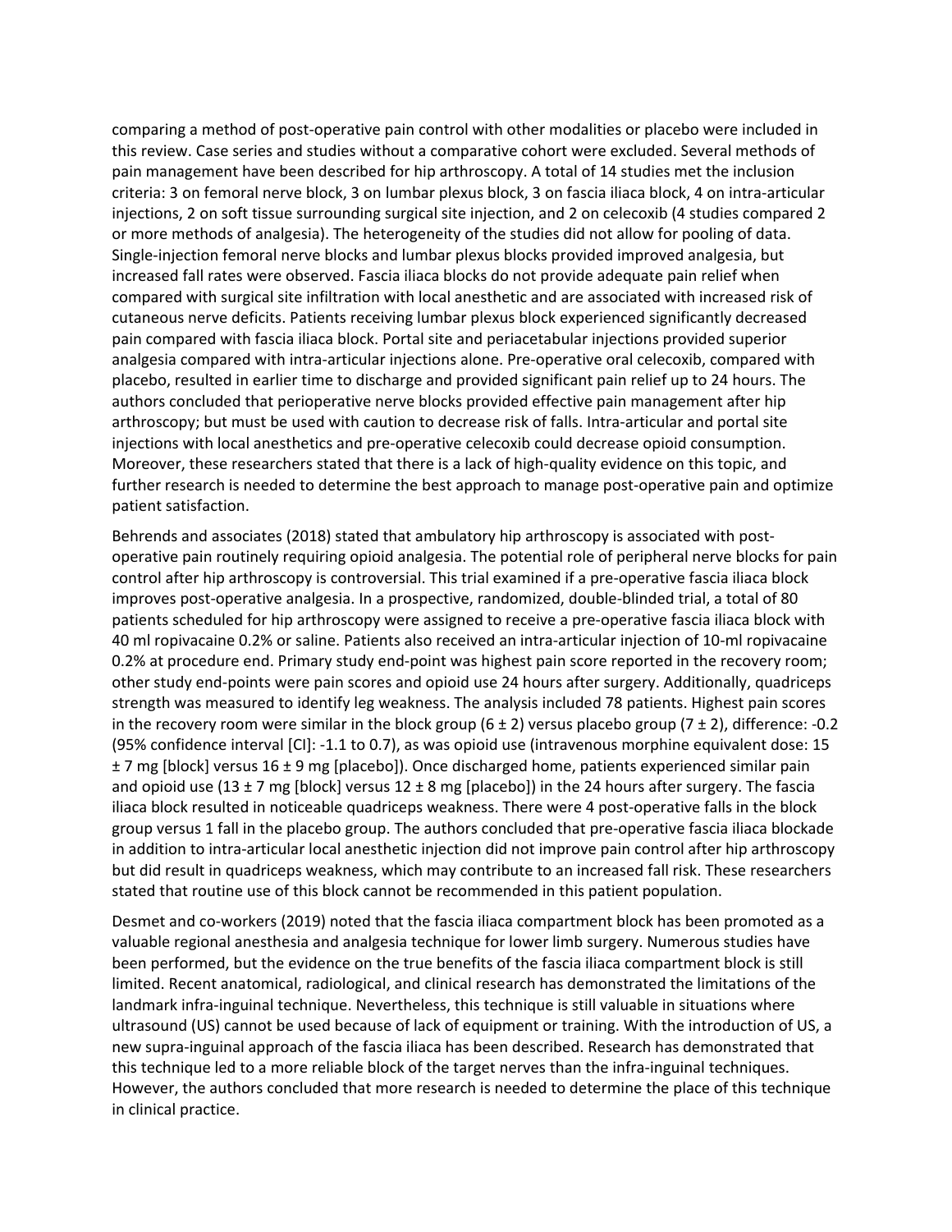comparing a method of post-operative pain control with other modalities or placebo were included in this review. Case series and studies without a comparative cohort were excluded. Several methods of pain management have been described for hip arthroscopy. A total of 14 studies met the inclusion criteria: 3 on femoral nerve block, 3 on lumbar plexus block, 3 on fascia iliaca block, 4 on intra-articular injections, 2 on soft tissue surrounding surgical site injection, and 2 on celecoxib (4 studies compared 2 or more methods of analgesia). The heterogeneity of the studies did not allow for pooling of data. Single-injection femoral nerve blocks and lumbar plexus blocks provided improved analgesia, but increased fall rates were observed. Fascia iliaca blocks do not provide adequate pain relief when compared with surgical site infiltration with local anesthetic and are associated with increased risk of cutaneous nerve deficits. Patients receiving lumbar plexus block experienced significantly decreased pain compared with fascia iliaca block. Portal site and periacetabular injections provided superior analgesia compared with intra-articular injections alone. Pre-operative oral celecoxib, compared with placebo, resulted in earlier time to discharge and provided significant pain relief up to 24 hours. The authors concluded that perioperative nerve blocks provided effective pain management after hip arthroscopy; but must be used with caution to decrease risk of falls. Intra-articular and portal site injections with local anesthetics and pre-operative celecoxib could decrease opioid consumption. Moreover, these researchers stated that there is a lack of high-quality evidence on this topic, and further research is needed to determine the best approach to manage post-operative pain and optimize patient satisfaction.

Behrends and associates (2018) stated that ambulatory hip arthroscopy is associated with post-operative pain routinely requiring opioid analgesia. The potential role of peripheral nerve blocks for pain control after hip arthroscopy is controversial. This trial examined if a pre-operative fascia iliaca block improves post-operative analgesia. In a prospective, randomized, double-blinded trial, a total of 80 patients scheduled for hip arthroscopy were assigned to receive a pre-operative fascia iliaca block with 40 ml ropivacaine 0.2% or saline. Patients also received an intra-articular injection of 10-ml ropivacaine 0.2% at procedure end. Primary study end-point was highest pain score reported in the recovery room; other study end-points were pain scores and opioid use 24 hours after surgery. Additionally, quadriceps strength was measured to identify leg weakness. The analysis included 78 patients. Highest pain scores in the recovery room were similar in the block group ($6 \pm 2$) versus placebo group ($7 \pm 2$), difference: -0.2 (95% confidence interval [CI]: -1.1 to 0.7), as was opioid use (intravenous morphine equivalent dose: $15 \pm 7$ mg [block] versus $16 \pm 9$ mg [placebo]). Once discharged home, patients experienced similar pain and opioid use ($13 \pm 7$ mg [block] versus $12 \pm 8$ mg [placebo]) in the 24 hours after surgery. The fascia iliaca block resulted in noticeable quadriceps weakness. There were 4 post-operative falls in the block group versus 1 fall in the placebo group. The authors concluded that pre-operative fascia iliaca blockade in addition to intra-articular local anesthetic injection did not improve pain control after hip arthroscopy but did result in quadriceps weakness, which may contribute to an increased fall risk. These researchers stated that routine use of this block cannot be recommended in this patient population.

Desmet and co-workers (2019) noted that the fascia iliaca compartment block has been promoted as a valuable regional anesthesia and analgesia technique for lower limb surgery. Numerous studies have been performed, but the evidence on the true benefits of the fascia iliaca compartment block is still limited. Recent anatomical, radiological, and clinical research has demonstrated the limitations of the landmark infra-inguinal technique. Nevertheless, this technique is still valuable in situations where ultrasound (US) cannot be used because of lack of equipment or training. With the introduction of US, a new supra-inguinal approach of the fascia iliaca has been described. Research has demonstrated that this technique led to a more reliable block of the target nerves than the infra-inguinal techniques. However, the authors concluded that more research is needed to determine the place of this technique in clinical practice.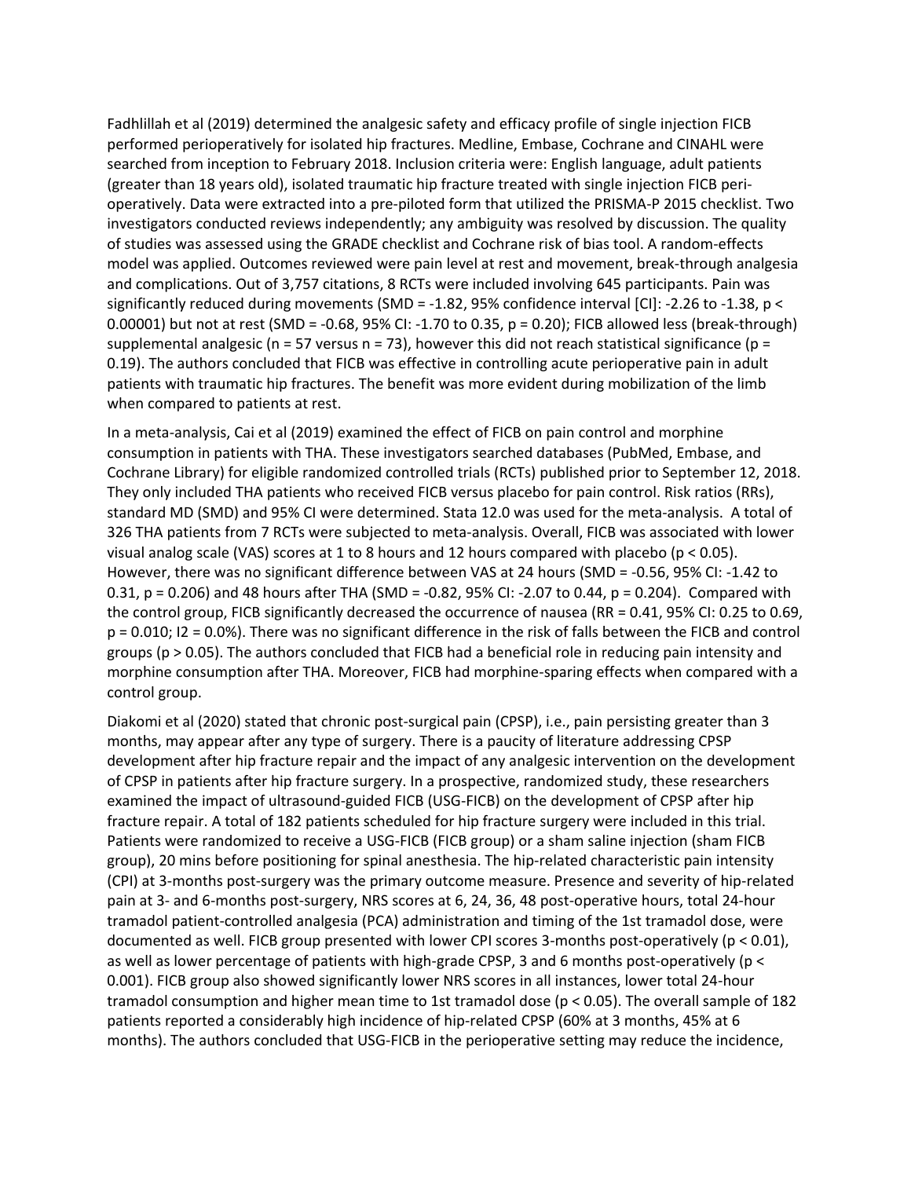Fadhlillah et al (2019) determined the analgesic safety and efficacy profile of single injection FICB performed perioperatively for isolated hip fractures. Medline, Embase, Cochrane and CINAHL were searched from inception to February 2018. Inclusion criteria were: English language, adult patients (greater than 18 years old), isolated traumatic hip fracture treated with single injection FICB peri-operatively. Data were extracted into a pre-piloted form that utilized the PRISMA-P 2015 checklist. Two investigators conducted reviews independently; any ambiguity was resolved by discussion. The quality of studies was assessed using the GRADE checklist and Cochrane risk of bias tool. A random-effects model was applied. Outcomes reviewed were pain level at rest and movement, break-through analgesia and complications. Out of 3,757 citations, 8 RCTs were included involving 645 participants. Pain was significantly reduced during movements (SMD = -1.82, 95% confidence interval [CI]: -2.26 to -1.38, $p < 0.00001$) but not at rest (SMD = -0.68, 95% CI: -1.70 to 0.35, $p = 0.20$); FICB allowed less (break-through) supplemental analgesic (n = 57 versus n = 73), however this did not reach statistical significance ($p = 0.19$). The authors concluded that FICB was effective in controlling acute perioperative pain in adult patients with traumatic hip fractures. The benefit was more evident during mobilization of the limb when compared to patients at rest.

In a meta-analysis, Cai et al (2019) examined the effect of FICB on pain control and morphine consumption in patients with THA. These investigators searched databases (PubMed, Embase, and Cochrane Library) for eligible randomized controlled trials (RCTs) published prior to September 12, 2018. They only included THA patients who received FICB versus placebo for pain control. Risk ratios (RRs), standard MD (SMD) and 95% CI were determined. Stata 12.0 was used for the meta-analysis. A total of 326 THA patients from 7 RCTs were subjected to meta-analysis. Overall, FICB was associated with lower visual analog scale (VAS) scores at 1 to 8 hours and 12 hours compared with placebo ($p < 0.05$). However, there was no significant difference between VAS at 24 hours (SMD = -0.56, 95% CI: -1.42 to 0.31, $p = 0.206$) and 48 hours after THA (SMD = -0.82, 95% CI: -2.07 to 0.44, $p = 0.204$). Compared with the control group, FICB significantly decreased the occurrence of nausea (RR = 0.41, 95% CI: 0.25 to 0.69, $p = 0.010$; $I2 = 0.0\%$). There was no significant difference in the risk of falls between the FICB and control groups ($p > 0.05$). The authors concluded that FICB had a beneficial role in reducing pain intensity and morphine consumption after THA. Moreover, FICB had morphine-sparing effects when compared with a control group.

Diakomi et al (2020) stated that chronic post-surgical pain (CPSP), i.e., pain persisting greater than 3 months, may appear after any type of surgery. There is a paucity of literature addressing CPSP development after hip fracture repair and the impact of any analgesic intervention on the development of CPSP in patients after hip fracture surgery. In a prospective, randomized study, these researchers examined the impact of ultrasound-guided FICB (USG-FICB) on the development of CPSP after hip fracture repair. A total of 182 patients scheduled for hip fracture surgery were included in this trial. Patients were randomized to receive a USG-FICB (FICB group) or a sham saline injection (sham FICB group), 20 mins before positioning for spinal anesthesia. The hip-related characteristic pain intensity (CPI) at 3-months post-surgery was the primary outcome measure. Presence and severity of hip-related pain at 3- and 6-months post-surgery, NRS scores at 6, 24, 36, 48 post-operative hours, total 24-hour tramadol patient-controlled analgesia (PCA) administration and timing of the 1st tramadol dose, were documented as well. FICB group presented with lower CPI scores 3-months post-operatively ($p < 0.01$), as well as lower percentage of patients with high-grade CPSP, 3 and 6 months post-operatively ($p < 0.001$). FICB group also showed significantly lower NRS scores in all instances, lower total 24-hour tramadol consumption and higher mean time to 1st tramadol dose ($p < 0.05$). The overall sample of 182 patients reported a considerably high incidence of hip-related CPSP (60% at 3 months, 45% at 6 months). The authors concluded that USG-FICB in the perioperative setting may reduce the incidence,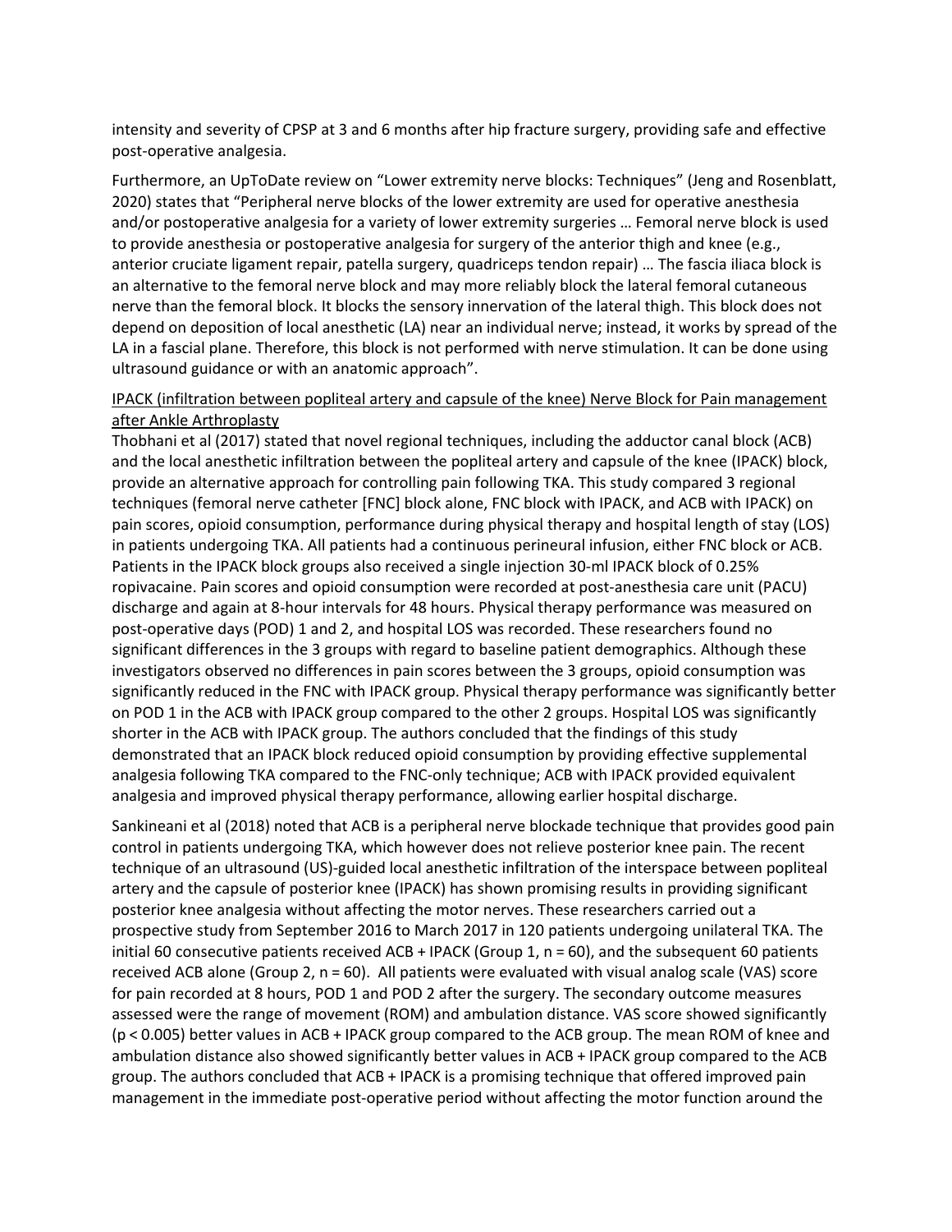intensity and severity of CPSP at 3 and 6 months after hip fracture surgery, providing safe and effective post-operative analgesia.

Furthermore, an UpToDate review on "Lower extremity nerve blocks: Techniques" (Jeng and Rosenblatt, 2020) states that "Peripheral nerve blocks of the lower extremity are used for operative anesthesia and/or postoperative analgesia for a variety of lower extremity surgeries … Femoral nerve block is used to provide anesthesia or postoperative analgesia for surgery of the anterior thigh and knee (e.g., anterior cruciate ligament repair, patella surgery, quadriceps tendon repair) … The fascia iliaca block is an alternative to the femoral nerve block and may more reliably block the lateral femoral cutaneous nerve than the femoral block. It blocks the sensory innervation of the lateral thigh. This block does not depend on deposition of local anesthetic (LA) near an individual nerve; instead, it works by spread of the LA in a fascial plane. Therefore, this block is not performed with nerve stimulation. It can be done using ultrasound guidance or with an anatomic approach".

<u>IPACK (infiltration between popliteal artery and capsule of the knee) Nerve Block for Pain management after Ankle Arthroplasty</u>

Thobhani et al (2017) stated that novel regional techniques, including the adductor canal block (ACB) and the local anesthetic infiltration between the popliteal artery and capsule of the knee (IPACK) block, provide an alternative approach for controlling pain following TKA. This study compared 3 regional techniques (femoral nerve catheter [FNC] block alone, FNC block with IPACK, and ACB with IPACK) on pain scores, opioid consumption, performance during physical therapy and hospital length of stay (LOS) in patients undergoing TKA. All patients had a continuous perineural infusion, either FNC block or ACB. Patients in the IPACK block groups also received a single injection 30-ml IPACK block of 0.25% ropivacaine. Pain scores and opioid consumption were recorded at post-anesthesia care unit (PACU) discharge and again at 8-hour intervals for 48 hours. Physical therapy performance was measured on post-operative days (POD) 1 and 2, and hospital LOS was recorded. These researchers found no significant differences in the 3 groups with regard to baseline patient demographics. Although these investigators observed no differences in pain scores between the 3 groups, opioid consumption was significantly reduced in the FNC with IPACK group. Physical therapy performance was significantly better on POD 1 in the ACB with IPACK group compared to the other 2 groups. Hospital LOS was significantly shorter in the ACB with IPACK group. The authors concluded that the findings of this study demonstrated that an IPACK block reduced opioid consumption by providing effective supplemental analgesia following TKA compared to the FNC-only technique; ACB with IPACK provided equivalent analgesia and improved physical therapy performance, allowing earlier hospital discharge.

Sankineani et al (2018) noted that ACB is a peripheral nerve blockade technique that provides good pain control in patients undergoing TKA, which however does not relieve posterior knee pain. The recent technique of an ultrasound (US)-guided local anesthetic infiltration of the interspace between popliteal artery and the capsule of posterior knee (IPACK) has shown promising results in providing significant posterior knee analgesia without affecting the motor nerves. These researchers carried out a prospective study from September 2016 to March 2017 in 120 patients undergoing unilateral TKA. The initial 60 consecutive patients received ACB + IPACK (Group 1, n = 60), and the subsequent 60 patients received ACB alone (Group 2, n = 60). All patients were evaluated with visual analog scale (VAS) score for pain recorded at 8 hours, POD 1 and POD 2 after the surgery. The secondary outcome measures assessed were the range of movement (ROM) and ambulation distance. VAS score showed significantly ($p < 0.005$) better values in ACB + IPACK group compared to the ACB group. The mean ROM of knee and ambulation distance also showed significantly better values in ACB + IPACK group compared to the ACB group. The authors concluded that ACB + IPACK is a promising technique that offered improved pain management in the immediate post-operative period without affecting the motor function around the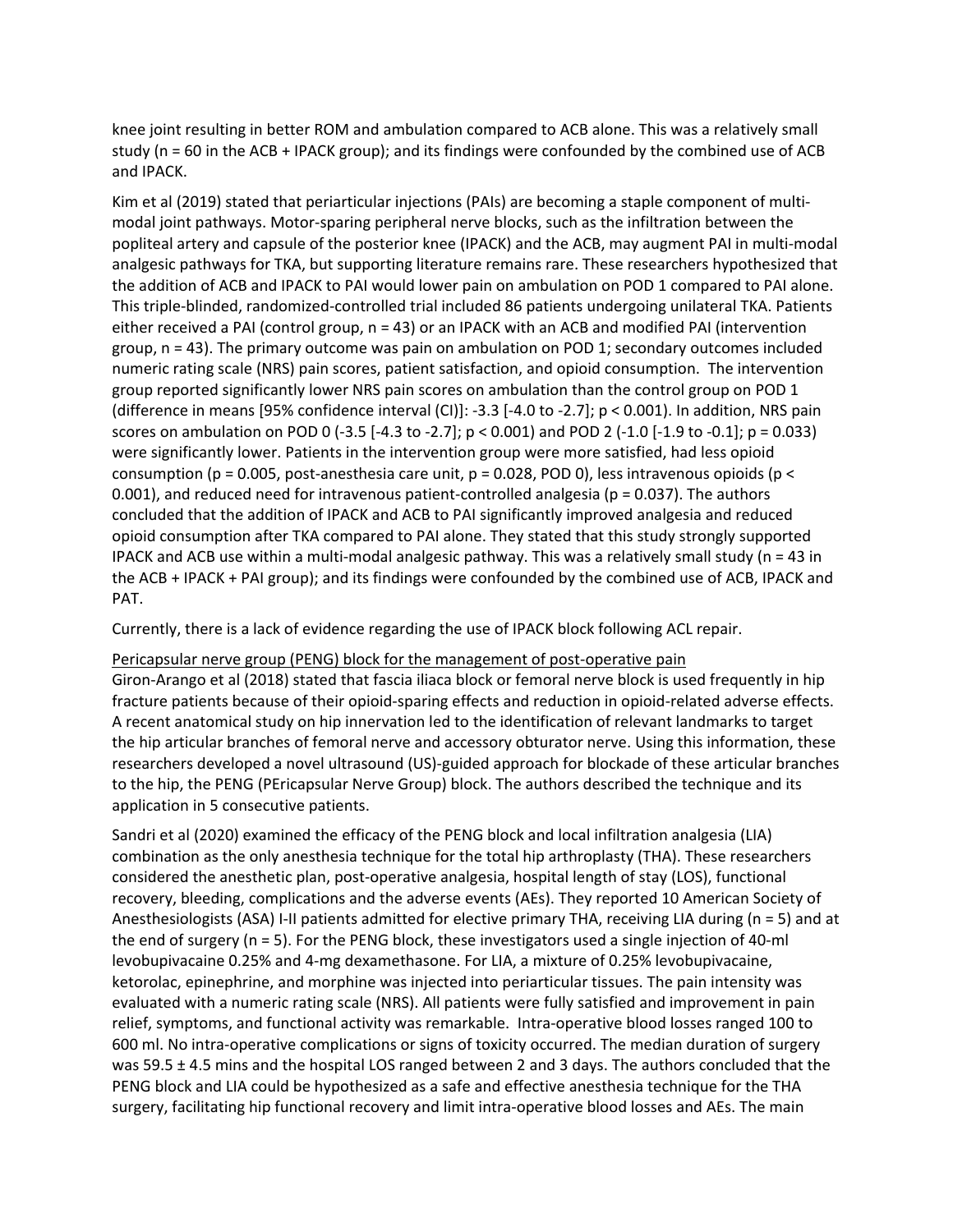knee joint resulting in better ROM and ambulation compared to ACB alone. This was a relatively small study (n = 60 in the ACB + IPACK group); and its findings were confounded by the combined use of ACB and IPACK.

Kim et al (2019) stated that periarticular injections (PAIs) are becoming a staple component of multi-modal joint pathways. Motor-sparing peripheral nerve blocks, such as the infiltration between the popliteal artery and capsule of the posterior knee (IPACK) and the ACB, may augment PAI in multi-modal analgesic pathways for TKA, but supporting literature remains rare. These researchers hypothesized that the addition of ACB and IPACK to PAI would lower pain on ambulation on POD 1 compared to PAI alone. This triple-blinded, randomized-controlled trial included 86 patients undergoing unilateral TKA. Patients either received a PAI (control group, n = 43) or an IPACK with an ACB and modified PAI (intervention group, n = 43). The primary outcome was pain on ambulation on POD 1; secondary outcomes included numeric rating scale (NRS) pain scores, patient satisfaction, and opioid consumption. The intervention group reported significantly lower NRS pain scores on ambulation than the control group on POD 1 (difference in means [95% confidence interval (CI)]: -3.3 [-4.0 to -2.7]; p < 0.001). In addition, NRS pain scores on ambulation on POD 0 (-3.5 [-4.3 to -2.7]; p < 0.001) and POD 2 (-1.0 [-1.9 to -0.1]; p = 0.033) were significantly lower. Patients in the intervention group were more satisfied, had less opioid consumption (p = 0.005, post-anesthesia care unit, p = 0.028, POD 0), less intravenous opioids (p < 0.001), and reduced need for intravenous patient-controlled analgesia (p = 0.037). The authors concluded that the addition of IPACK and ACB to PAI significantly improved analgesia and reduced opioid consumption after TKA compared to PAI alone. They stated that this study strongly supported IPACK and ACB use within a multi-modal analgesic pathway. This was a relatively small study (n = 43 in the ACB + IPACK + PAI group); and its findings were confounded by the combined use of ACB, IPACK and PAT.

Currently, there is a lack of evidence regarding the use of IPACK block following ACL repair.

Pericapsular nerve group (PENG) block for the management of post-operative pain

Giron-Arango et al (2018) stated that fascia iliaca block or femoral nerve block is used frequently in hip fracture patients because of their opioid-sparing effects and reduction in opioid-related adverse effects. A recent anatomical study on hip innervation led to the identification of relevant landmarks to target the hip articular branches of femoral nerve and accessory obturator nerve. Using this information, these researchers developed a novel ultrasound (US)-guided approach for blockade of these articular branches to the hip, the PENG (PEricapsular Nerve Group) block. The authors described the technique and its application in 5 consecutive patients.

Sandri et al (2020) examined the efficacy of the PENG block and local infiltration analgesia (LIA) combination as the only anesthesia technique for the total hip arthroplasty (THA). These researchers considered the anesthetic plan, post-operative analgesia, hospital length of stay (LOS), functional recovery, bleeding, complications and the adverse events (AEs). They reported 10 American Society of Anesthesiologists (ASA) I-II patients admitted for elective primary THA, receiving LIA during (n = 5) and at the end of surgery (n = 5). For the PENG block, these investigators used a single injection of 40-ml levobupivacaine 0.25% and 4-mg dexamethasone. For LIA, a mixture of 0.25% levobupivacaine, ketorolac, epinephrine, and morphine was injected into periarticular tissues. The pain intensity was evaluated with a numeric rating scale (NRS). All patients were fully satisfied and improvement in pain relief, symptoms, and functional activity was remarkable. Intra-operative blood losses ranged 100 to 600 ml. No intra-operative complications or signs of toxicity occurred. The median duration of surgery was 59.5 ± 4.5 mins and the hospital LOS ranged between 2 and 3 days. The authors concluded that the PENG block and LIA could be hypothesized as a safe and effective anesthesia technique for the THA surgery, facilitating hip functional recovery and limit intra-operative blood losses and AEs. The main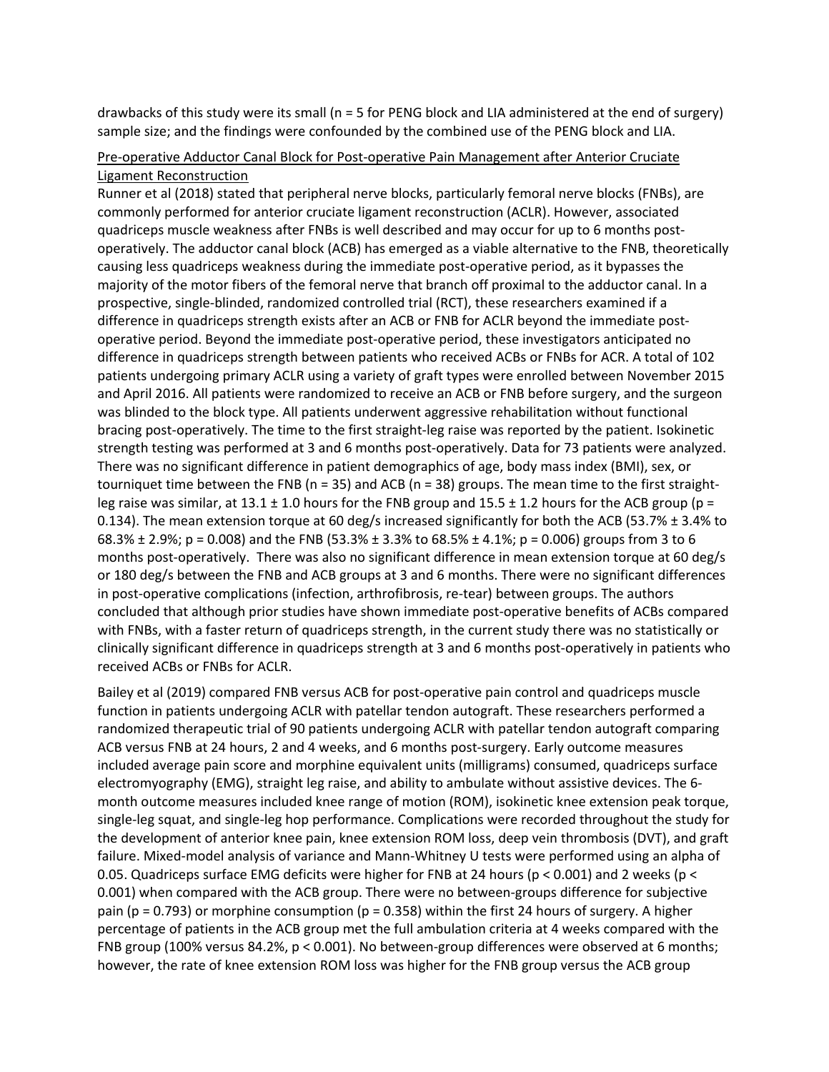drawbacks of this study were its small (n = 5 for PENG block and LIA administered at the end of surgery) sample size; and the findings were confounded by the combined use of the PENG block and LIA.

<u>Pre-operative Adductor Canal Block for Post-operative Pain Management after Anterior Cruciate Ligament Reconstruction</u>

Runner et al (2018) stated that peripheral nerve blocks, particularly femoral nerve blocks (FNBs), are commonly performed for anterior cruciate ligament reconstruction (ACLR). However, associated quadriceps muscle weakness after FNBs is well described and may occur for up to 6 months post-operatively. The adductor canal block (ACB) has emerged as a viable alternative to the FNB, theoretically causing less quadriceps weakness during the immediate post-operative period, as it bypasses the majority of the motor fibers of the femoral nerve that branch off proximal to the adductor canal. In a prospective, single-blinded, randomized controlled trial (RCT), these researchers examined if a difference in quadriceps strength exists after an ACB or FNB for ACLR beyond the immediate post-operative period. Beyond the immediate post-operative period, these investigators anticipated no difference in quadriceps strength between patients who received ACBs or FNBs for ACR. A total of 102 patients undergoing primary ACLR using a variety of graft types were enrolled between November 2015 and April 2016. All patients were randomized to receive an ACB or FNB before surgery, and the surgeon was blinded to the block type. All patients underwent aggressive rehabilitation without functional bracing post-operatively. The time to the first straight-leg raise was reported by the patient. Isokinetic strength testing was performed at 3 and 6 months post-operatively. Data for 73 patients were analyzed. There was no significant difference in patient demographics of age, body mass index (BMI), sex, or tourniquet time between the FNB (n = 35) and ACB (n = 38) groups. The mean time to the first straight-leg raise was similar, at 13.1 ± 1.0 hours for the FNB group and 15.5 ± 1.2 hours for the ACB group ($p = 0.134$). The mean extension torque at 60 deg/s increased significantly for both the ACB (53.7% ± 3.4% to 68.3% ± 2.9%; $p = 0.008$) and the FNB (53.3% ± 3.3% to 68.5% ± 4.1%; $p = 0.006$) groups from 3 to 6 months post-operatively. There was also no significant difference in mean extension torque at 60 deg/s or 180 deg/s between the FNB and ACB groups at 3 and 6 months. There were no significant differences in post-operative complications (infection, arthrofibrosis, re-tear) between groups. The authors concluded that although prior studies have shown immediate post-operative benefits of ACBs compared with FNBs, with a faster return of quadriceps strength, in the current study there was no statistically or clinically significant difference in quadriceps strength at 3 and 6 months post-operatively in patients who received ACBs or FNBs for ACLR.

Bailey et al (2019) compared FNB versus ACB for post-operative pain control and quadriceps muscle function in patients undergoing ACLR with patellar tendon autograft. These researchers performed a randomized therapeutic trial of 90 patients undergoing ACLR with patellar tendon autograft comparing ACB versus FNB at 24 hours, 2 and 4 weeks, and 6 months post-surgery. Early outcome measures included average pain score and morphine equivalent units (milligrams) consumed, quadriceps surface electromyography (EMG), straight leg raise, and ability to ambulate without assistive devices. The 6-month outcome measures included knee range of motion (ROM), isokinetic knee extension peak torque, single-leg squat, and single-leg hop performance. Complications were recorded throughout the study for the development of anterior knee pain, knee extension ROM loss, deep vein thrombosis (DVT), and graft failure. Mixed-model analysis of variance and Mann-Whitney U tests were performed using an alpha of 0.05. Quadriceps surface EMG deficits were higher for FNB at 24 hours ($p < 0.001$) and 2 weeks ($p < 0.001$) when compared with the ACB group. There were no between-groups difference for subjective pain ($p = 0.793$) or morphine consumption ($p = 0.358$) within the first 24 hours of surgery. A higher percentage of patients in the ACB group met the full ambulation criteria at 4 weeks compared with the FNB group (100% versus 84.2%, $p < 0.001$). No between-group differences were observed at 6 months; however, the rate of knee extension ROM loss was higher for the FNB group versus the ACB group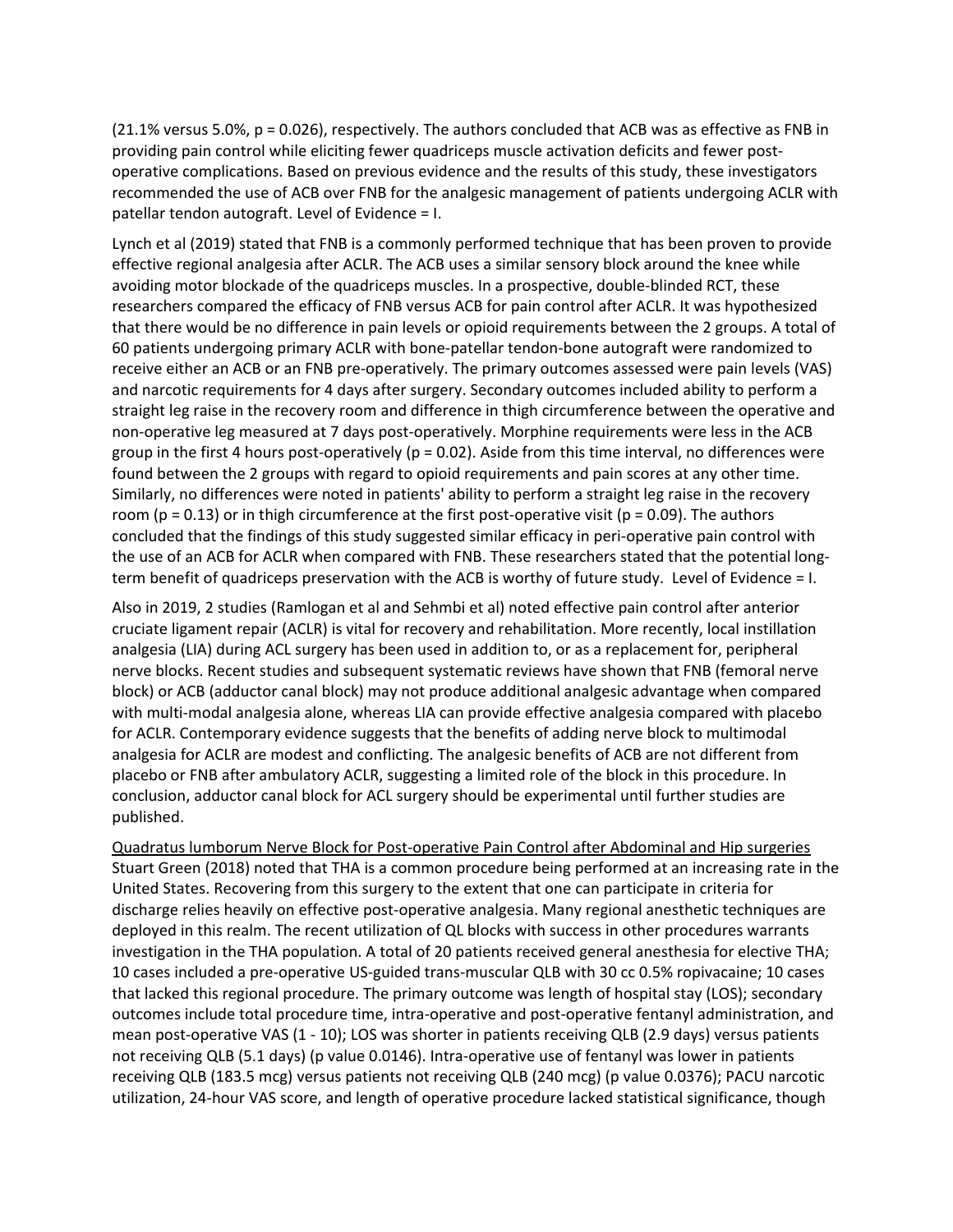(21.1% versus 5.0%, p = 0.026), respectively. The authors concluded that ACB was as effective as FNB in providing pain control while eliciting fewer quadriceps muscle activation deficits and fewer post-operative complications. Based on previous evidence and the results of this study, these investigators recommended the use of ACB over FNB for the analgesic management of patients undergoing ACLR with patellar tendon autograft. Level of Evidence = I.

Lynch et al (2019) stated that FNB is a commonly performed technique that has been proven to provide effective regional analgesia after ACLR. The ACB uses a similar sensory block around the knee while avoiding motor blockade of the quadriceps muscles. In a prospective, double-blinded RCT, these researchers compared the efficacy of FNB versus ACB for pain control after ACLR. It was hypothesized that there would be no difference in pain levels or opioid requirements between the 2 groups. A total of 60 patients undergoing primary ACLR with bone-patellar tendon-bone autograft were randomized to receive either an ACB or an FNB pre-operatively. The primary outcomes assessed were pain levels (VAS) and narcotic requirements for 4 days after surgery. Secondary outcomes included ability to perform a straight leg raise in the recovery room and difference in thigh circumference between the operative and non-operative leg measured at 7 days post-operatively. Morphine requirements were less in the ACB group in the first 4 hours post-operatively (p = 0.02). Aside from this time interval, no differences were found between the 2 groups with regard to opioid requirements and pain scores at any other time. Similarly, no differences were noted in patients' ability to perform a straight leg raise in the recovery room (p = 0.13) or in thigh circumference at the first post-operative visit (p = 0.09). The authors concluded that the findings of this study suggested similar efficacy in peri-operative pain control with the use of an ACB for ACLR when compared with FNB. These researchers stated that the potential long-term benefit of quadriceps preservation with the ACB is worthy of future study. Level of Evidence = I.

Also in 2019, 2 studies (Ramlogan et al and Sehmbi et al) noted effective pain control after anterior cruciate ligament repair (ACLR) is vital for recovery and rehabilitation. More recently, local instillation analgesia (LIA) during ACL surgery has been used in addition to, or as a replacement for, peripheral nerve blocks. Recent studies and subsequent systematic reviews have shown that FNB (femoral nerve block) or ACB (adductor canal block) may not produce additional analgesic advantage when compared with multi-modal analgesia alone, whereas LIA can provide effective analgesia compared with placebo for ACLR. Contemporary evidence suggests that the benefits of adding nerve block to multimodal analgesia for ACLR are modest and conflicting. The analgesic benefits of ACB are not different from placebo or FNB after ambulatory ACLR, suggesting a limited role of the block in this procedure. In conclusion, adductor canal block for ACL surgery should be experimental until further studies are published.

<u>Quadratus lumborum Nerve Block for Post-operative Pain Control after Abdominal and Hip surgeries</u>
Stuart Green (2018) noted that THA is a common procedure being performed at an increasing rate in the United States. Recovering from this surgery to the extent that one can participate in criteria for discharge relies heavily on effective post-operative analgesia. Many regional anesthetic techniques are deployed in this realm. The recent utilization of QL blocks with success in other procedures warrants investigation in the THA population. A total of 20 patients received general anesthesia for elective THA; 10 cases included a pre-operative US-guided trans-muscular QLB with 30 cc 0.5% ropivacaine; 10 cases that lacked this regional procedure. The primary outcome was length of hospital stay (LOS); secondary outcomes include total procedure time, intra-operative and post-operative fentanyl administration, and mean post-operative VAS (1 - 10); LOS was shorter in patients receiving QLB (2.9 days) versus patients not receiving QLB (5.1 days) (p value 0.0146). Intra-operative use of fentanyl was lower in patients receiving QLB (183.5 mcg) versus patients not receiving QLB (240 mcg) (p value 0.0376); PACU narcotic utilization, 24-hour VAS score, and length of operative procedure lacked statistical significance, though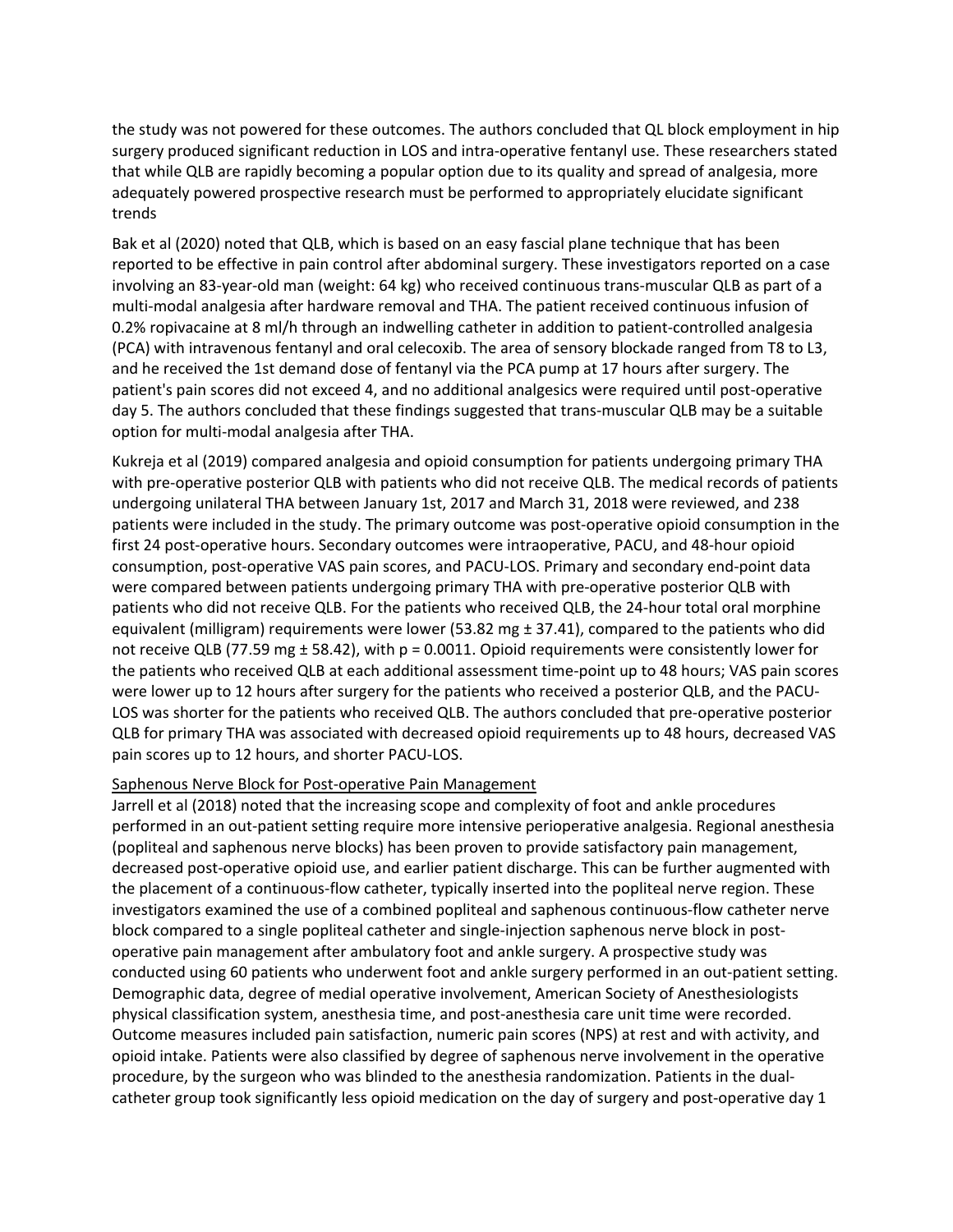the study was not powered for these outcomes. The authors concluded that QL block employment in hip surgery produced significant reduction in LOS and intra-operative fentanyl use. These researchers stated that while QLB are rapidly becoming a popular option due to its quality and spread of analgesia, more adequately powered prospective research must be performed to appropriately elucidate significant trends

Bak et al (2020) noted that QLB, which is based on an easy fascial plane technique that has been reported to be effective in pain control after abdominal surgery. These investigators reported on a case involving an 83-year-old man (weight: 64 kg) who received continuous trans-muscular QLB as part of a multi-modal analgesia after hardware removal and THA. The patient received continuous infusion of 0.2% ropivacaine at 8 ml/h through an indwelling catheter in addition to patient-controlled analgesia (PCA) with intravenous fentanyl and oral celecoxib. The area of sensory blockade ranged from T8 to L3, and he received the 1st demand dose of fentanyl via the PCA pump at 17 hours after surgery. The patient's pain scores did not exceed 4, and no additional analgesics were required until post-operative day 5. The authors concluded that these findings suggested that trans-muscular QLB may be a suitable option for multi-modal analgesia after THA.

Kukreja et al (2019) compared analgesia and opioid consumption for patients undergoing primary THA with pre-operative posterior QLB with patients who did not receive QLB. The medical records of patients undergoing unilateral THA between January 1st, 2017 and March 31, 2018 were reviewed, and 238 patients were included in the study. The primary outcome was post-operative opioid consumption in the first 24 post-operative hours. Secondary outcomes were intraoperative, PACU, and 48-hour opioid consumption, post-operative VAS pain scores, and PACU-LOS. Primary and secondary end-point data were compared between patients undergoing primary THA with pre-operative posterior QLB with patients who did not receive QLB. For the patients who received QLB, the 24-hour total oral morphine equivalent (milligram) requirements were lower (53.82 mg ± 37.41), compared to the patients who did not receive QLB (77.59 mg ± 58.42), with $p = 0.0011$. Opioid requirements were consistently lower for the patients who received QLB at each additional assessment time-point up to 48 hours; VAS pain scores were lower up to 12 hours after surgery for the patients who received a posterior QLB, and the PACU-LOS was shorter for the patients who received QLB. The authors concluded that pre-operative posterior QLB for primary THA was associated with decreased opioid requirements up to 48 hours, decreased VAS pain scores up to 12 hours, and shorter PACU-LOS.

<u>Saphenous Nerve Block for Post-operative Pain Management</u>

Jarrell et al (2018) noted that the increasing scope and complexity of foot and ankle procedures performed in an out-patient setting require more intensive perioperative analgesia. Regional anesthesia (popliteal and saphenous nerve blocks) has been proven to provide satisfactory pain management, decreased post-operative opioid use, and earlier patient discharge. This can be further augmented with the placement of a continuous-flow catheter, typically inserted into the popliteal nerve region. These investigators examined the use of a combined popliteal and saphenous continuous-flow catheter nerve block compared to a single popliteal catheter and single-injection saphenous nerve block in post-operative pain management after ambulatory foot and ankle surgery. A prospective study was conducted using 60 patients who underwent foot and ankle surgery performed in an out-patient setting. Demographic data, degree of medial operative involvement, American Society of Anesthesiologists physical classification system, anesthesia time, and post-anesthesia care unit time were recorded. Outcome measures included pain satisfaction, numeric pain scores (NPS) at rest and with activity, and opioid intake. Patients were also classified by degree of saphenous nerve involvement in the operative procedure, by the surgeon who was blinded to the anesthesia randomization. Patients in the dual-catheter group took significantly less opioid medication on the day of surgery and post-operative day 1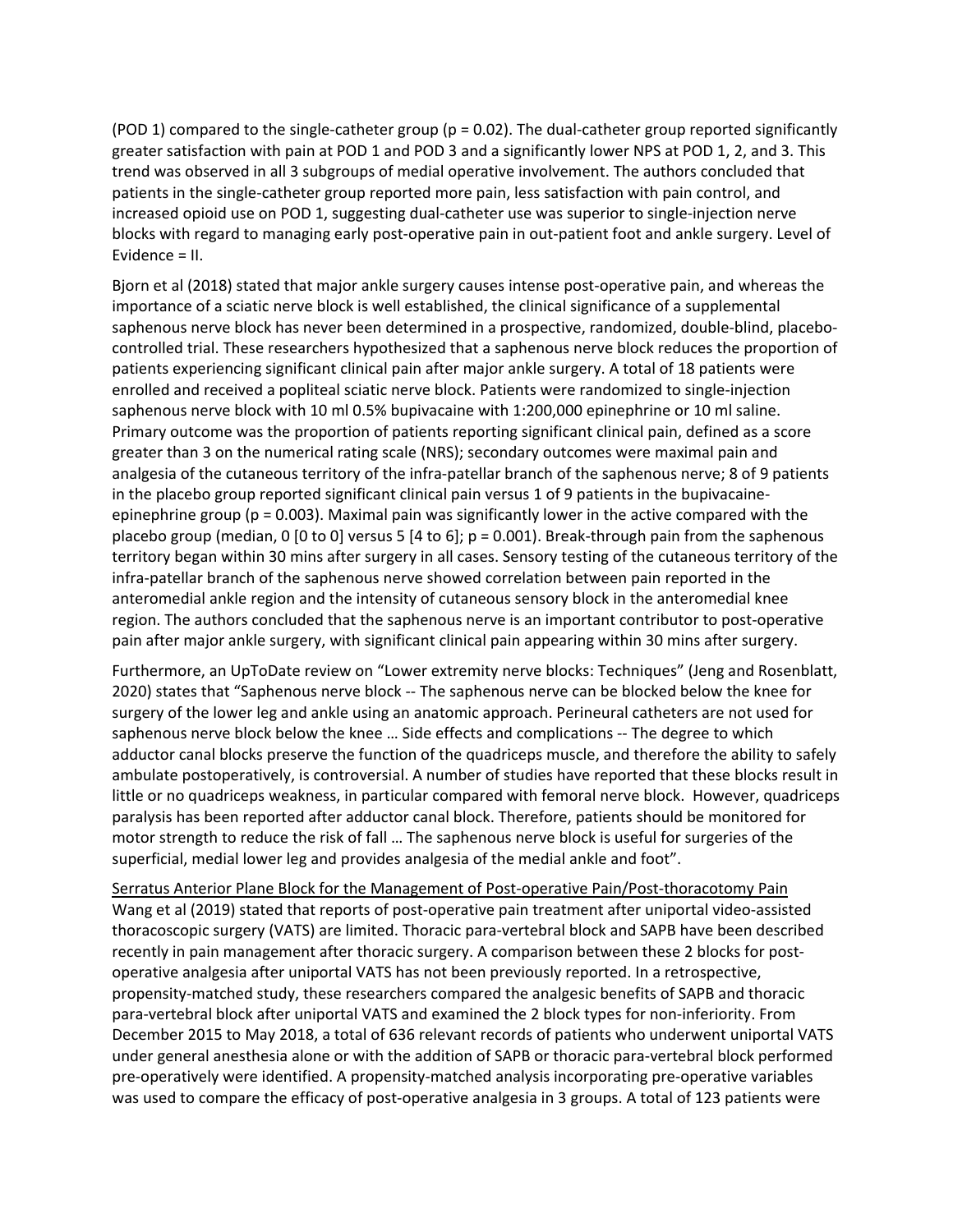(POD 1) compared to the single-catheter group (p = 0.02). The dual-catheter group reported significantly greater satisfaction with pain at POD 1 and POD 3 and a significantly lower NPS at POD 1, 2, and 3. This trend was observed in all 3 subgroups of medial operative involvement. The authors concluded that patients in the single-catheter group reported more pain, less satisfaction with pain control, and increased opioid use on POD 1, suggesting dual-catheter use was superior to single-injection nerve blocks with regard to managing early post-operative pain in out-patient foot and ankle surgery. Level of Evidence = II.

Bjorn et al (2018) stated that major ankle surgery causes intense post-operative pain, and whereas the importance of a sciatic nerve block is well established, the clinical significance of a supplemental saphenous nerve block has never been determined in a prospective, randomized, double-blind, placebo-controlled trial. These researchers hypothesized that a saphenous nerve block reduces the proportion of patients experiencing significant clinical pain after major ankle surgery. A total of 18 patients were enrolled and received a popliteal sciatic nerve block. Patients were randomized to single-injection saphenous nerve block with 10 ml 0.5% bupivacaine with 1:200,000 epinephrine or 10 ml saline. Primary outcome was the proportion of patients reporting significant clinical pain, defined as a score greater than 3 on the numerical rating scale (NRS); secondary outcomes were maximal pain and analgesia of the cutaneous territory of the infra-patellar branch of the saphenous nerve; 8 of 9 patients in the placebo group reported significant clinical pain versus 1 of 9 patients in the bupivacaine-epinephrine group (p = 0.003). Maximal pain was significantly lower in the active compared with the placebo group (median, 0 [0 to 0] versus 5 [4 to 6]; p = 0.001). Break-through pain from the saphenous territory began within 30 mins after surgery in all cases. Sensory testing of the cutaneous territory of the infra-patellar branch of the saphenous nerve showed correlation between pain reported in the anteromedial ankle region and the intensity of cutaneous sensory block in the anteromedial knee region. The authors concluded that the saphenous nerve is an important contributor to post-operative pain after major ankle surgery, with significant clinical pain appearing within 30 mins after surgery.

Furthermore, an UpToDate review on "Lower extremity nerve blocks: Techniques" (Jeng and Rosenblatt, 2020) states that "Saphenous nerve block -- The saphenous nerve can be blocked below the knee for surgery of the lower leg and ankle using an anatomic approach. Perineural catheters are not used for saphenous nerve block below the knee … Side effects and complications -- The degree to which adductor canal blocks preserve the function of the quadriceps muscle, and therefore the ability to safely ambulate postoperatively, is controversial. A number of studies have reported that these blocks result in little or no quadriceps weakness, in particular compared with femoral nerve block. However, quadriceps paralysis has been reported after adductor canal block. Therefore, patients should be monitored for motor strength to reduce the risk of fall … The saphenous nerve block is useful for surgeries of the superficial, medial lower leg and provides analgesia of the medial ankle and foot".

Serratus Anterior Plane Block for the Management of Post-operative Pain/Post-thoracotomy Pain

Wang et al (2019) stated that reports of post-operative pain treatment after uniportal video-assisted thoracoscopic surgery (VATS) are limited. Thoracic para-vertebral block and SAPB have been described recently in pain management after thoracic surgery. A comparison between these 2 blocks for post-operative analgesia after uniportal VATS has not been previously reported. In a retrospective, propensity-matched study, these researchers compared the analgesic benefits of SAPB and thoracic para-vertebral block after uniportal VATS and examined the 2 block types for non-inferiority. From December 2015 to May 2018, a total of 636 relevant records of patients who underwent uniportal VATS under general anesthesia alone or with the addition of SAPB or thoracic para-vertebral block performed pre-operatively were identified. A propensity-matched analysis incorporating pre-operative variables was used to compare the efficacy of post-operative analgesia in 3 groups. A total of 123 patients were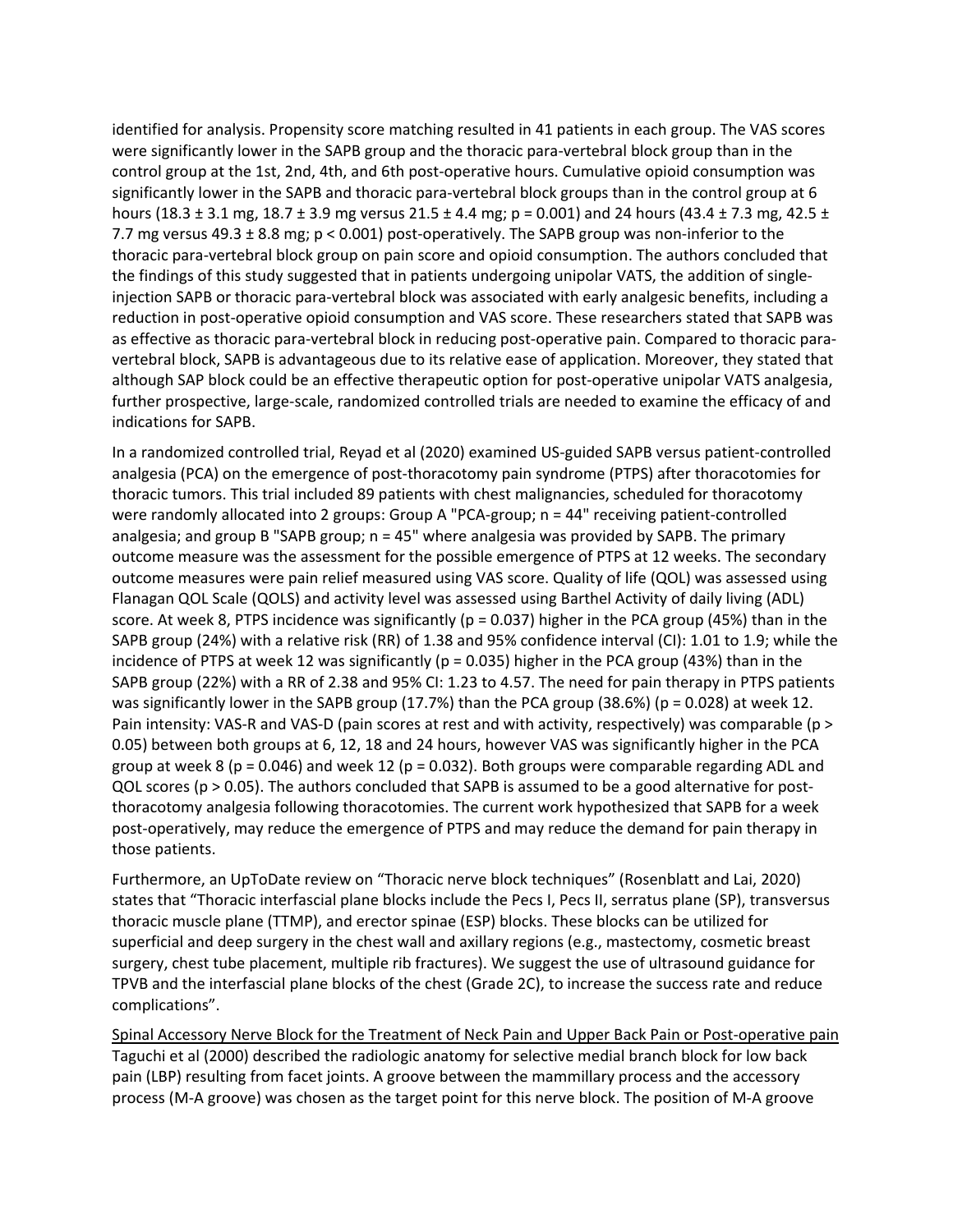identified for analysis. Propensity score matching resulted in 41 patients in each group. The VAS scores were significantly lower in the SAPB group and the thoracic para-vertebral block group than in the control group at the 1st, 2nd, 4th, and 6th post-operative hours. Cumulative opioid consumption was significantly lower in the SAPB and thoracic para-vertebral block groups than in the control group at 6 hours (18.3 ± 3.1 mg, 18.7 ± 3.9 mg versus 21.5 ± 4.4 mg; $p = 0.001$) and 24 hours (43.4 ± 7.3 mg, 42.5 ± 7.7 mg versus 49.3 ± 8.8 mg; $p < 0.001$) post-operatively. The SAPB group was non-inferior to the thoracic para-vertebral block group on pain score and opioid consumption. The authors concluded that the findings of this study suggested that in patients undergoing unipolar VATS, the addition of single-injection SAPB or thoracic para-vertebral block was associated with early analgesic benefits, including a reduction in post-operative opioid consumption and VAS score. These researchers stated that SAPB was as effective as thoracic para-vertebral block in reducing post-operative pain. Compared to thoracic para-vertebral block, SAPB is advantageous due to its relative ease of application. Moreover, they stated that although SAP block could be an effective therapeutic option for post-operative unipolar VATS analgesia, further prospective, large-scale, randomized controlled trials are needed to examine the efficacy of and indications for SAPB.

In a randomized controlled trial, Reyad et al (2020) examined US-guided SAPB versus patient-controlled analgesia (PCA) on the emergence of post-thoracotomy pain syndrome (PTPS) after thoracotomies for thoracic tumors. This trial included 89 patients with chest malignancies, scheduled for thoracotomy were randomly allocated into 2 groups: Group A "PCA-group; n = 44" receiving patient-controlled analgesia; and group B "SAPB group; n = 45" where analgesia was provided by SAPB. The primary outcome measure was the assessment for the possible emergence of PTPS at 12 weeks. The secondary outcome measures were pain relief measured using VAS score. Quality of life (QOL) was assessed using Flanagan QOL Scale (QOLS) and activity level was assessed using Barthel Activity of daily living (ADL) score. At week 8, PTPS incidence was significantly ($p = 0.037$) higher in the PCA group (45%) than in the SAPB group (24%) with a relative risk (RR) of 1.38 and 95% confidence interval (CI): 1.01 to 1.9; while the incidence of PTPS at week 12 was significantly ($p = 0.035$) higher in the PCA group (43%) than in the SAPB group (22%) with a RR of 2.38 and 95% CI: 1.23 to 4.57. The need for pain therapy in PTPS patients was significantly lower in the SAPB group (17.7%) than the PCA group (38.6%) ($p = 0.028$) at week 12. Pain intensity: VAS-R and VAS-D (pain scores at rest and with activity, respectively) was comparable ($p > 0.05$) between both groups at 6, 12, 18 and 24 hours, however VAS was significantly higher in the PCA group at week 8 ($p = 0.046$) and week 12 ($p = 0.032$). Both groups were comparable regarding ADL and QOL scores ($p > 0.05$). The authors concluded that SAPB is assumed to be a good alternative for post-thoracotomy analgesia following thoracotomies. The current work hypothesized that SAPB for a week post-operatively, may reduce the emergence of PTPS and may reduce the demand for pain therapy in those patients.

Furthermore, an UpToDate review on "Thoracic nerve block techniques" (Rosenblatt and Lai, 2020) states that "Thoracic interfascial plane blocks include the Pecs I, Pecs II, serratus plane (SP), transversus thoracic muscle plane (TTMP), and erector spinae (ESP) blocks. These blocks can be utilized for superficial and deep surgery in the chest wall and axillary regions (e.g., mastectomy, cosmetic breast surgery, chest tube placement, multiple rib fractures). We suggest the use of ultrasound guidance for TPVB and the interfascial plane blocks of the chest (Grade 2C), to increase the success rate and reduce complications".

Spinal Accessory Nerve Block for the Treatment of Neck Pain and Upper Back Pain or Post-operative pain

Taguchi et al (2000) described the radiologic anatomy for selective medial branch block for low back pain (LBP) resulting from facet joints. A groove between the mammillary process and the accessory process (M-A groove) was chosen as the target point for this nerve block. The position of M-A groove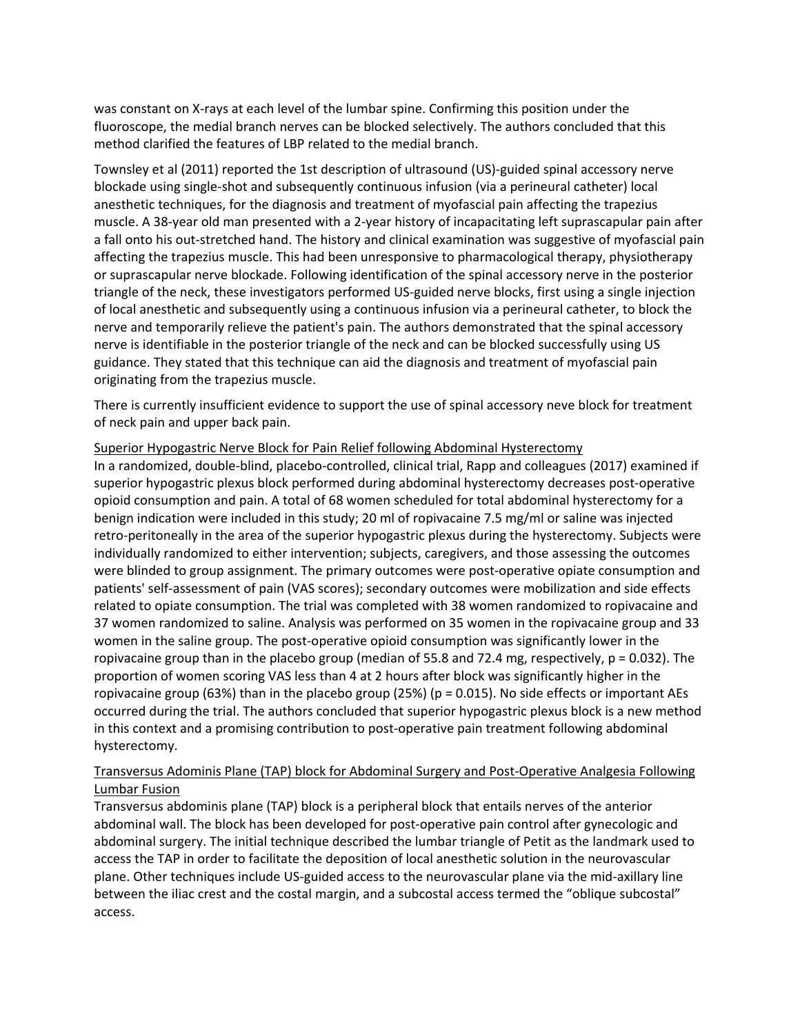was constant on X-rays at each level of the lumbar spine. Confirming this position under the fluoroscope, the medial branch nerves can be blocked selectively. The authors concluded that this method clarified the features of LBP related to the medial branch.

Townsley et al (2011) reported the 1st description of ultrasound (US)-guided spinal accessory nerve blockade using single-shot and subsequently continuous infusion (via a perineural catheter) local anesthetic techniques, for the diagnosis and treatment of myofascial pain affecting the trapezius muscle. A 38-year old man presented with a 2-year history of incapacitating left suprascapular pain after a fall onto his out-stretched hand. The history and clinical examination was suggestive of myofascial pain affecting the trapezius muscle. This had been unresponsive to pharmacological therapy, physiotherapy or suprascapular nerve blockade. Following identification of the spinal accessory nerve in the posterior triangle of the neck, these investigators performed US-guided nerve blocks, first using a single injection of local anesthetic and subsequently using a continuous infusion via a perineural catheter, to block the nerve and temporarily relieve the patient's pain. The authors demonstrated that the spinal accessory nerve is identifiable in the posterior triangle of the neck and can be blocked successfully using US guidance. They stated that this technique can aid the diagnosis and treatment of myofascial pain originating from the trapezius muscle.

There is currently insufficient evidence to support the use of spinal accessory neve block for treatment of neck pain and upper back pain.

<u>Superior Hypogastric Nerve Block for Pain Relief following Abdominal Hysterectomy</u>

In a randomized, double-blind, placebo-controlled, clinical trial, Rapp and colleagues (2017) examined if superior hypogastric plexus block performed during abdominal hysterectomy decreases post-operative opioid consumption and pain. A total of 68 women scheduled for total abdominal hysterectomy for a benign indication were included in this study; 20 ml of ropivacaine 7.5 mg/ml or saline was injected retro-peritoneally in the area of the superior hypogastric plexus during the hysterectomy. Subjects were individually randomized to either intervention; subjects, caregivers, and those assessing the outcomes were blinded to group assignment. The primary outcomes were post-operative opiate consumption and patients' self-assessment of pain (VAS scores); secondary outcomes were mobilization and side effects related to opiate consumption. The trial was completed with 38 women randomized to ropivacaine and 37 women randomized to saline. Analysis was performed on 35 women in the ropivacaine group and 33 women in the saline group. The post-operative opioid consumption was significantly lower in the ropivacaine group than in the placebo group (median of 55.8 and 72.4 mg, respectively, $p = 0.032$). The proportion of women scoring VAS less than 4 at 2 hours after block was significantly higher in the ropivacaine group (63%) than in the placebo group (25%) ($p = 0.015$). No side effects or important AEs occurred during the trial. The authors concluded that superior hypogastric plexus block is a new method in this context and a promising contribution to post-operative pain treatment following abdominal hysterectomy.

<u>Transversus Adominis Plane (TAP) block for Abdominal Surgery and Post-Operative Analgesia Following Lumbar Fusion</u>

Transversus abdominis plane (TAP) block is a peripheral block that entails nerves of the anterior abdominal wall. The block has been developed for post-operative pain control after gynecologic and abdominal surgery. The initial technique described the lumbar triangle of Petit as the landmark used to access the TAP in order to facilitate the deposition of local anesthetic solution in the neurovascular plane. Other techniques include US-guided access to the neurovascular plane via the mid-axillary line between the iliac crest and the costal margin, and a subcostal access termed the "oblique subcostal" access.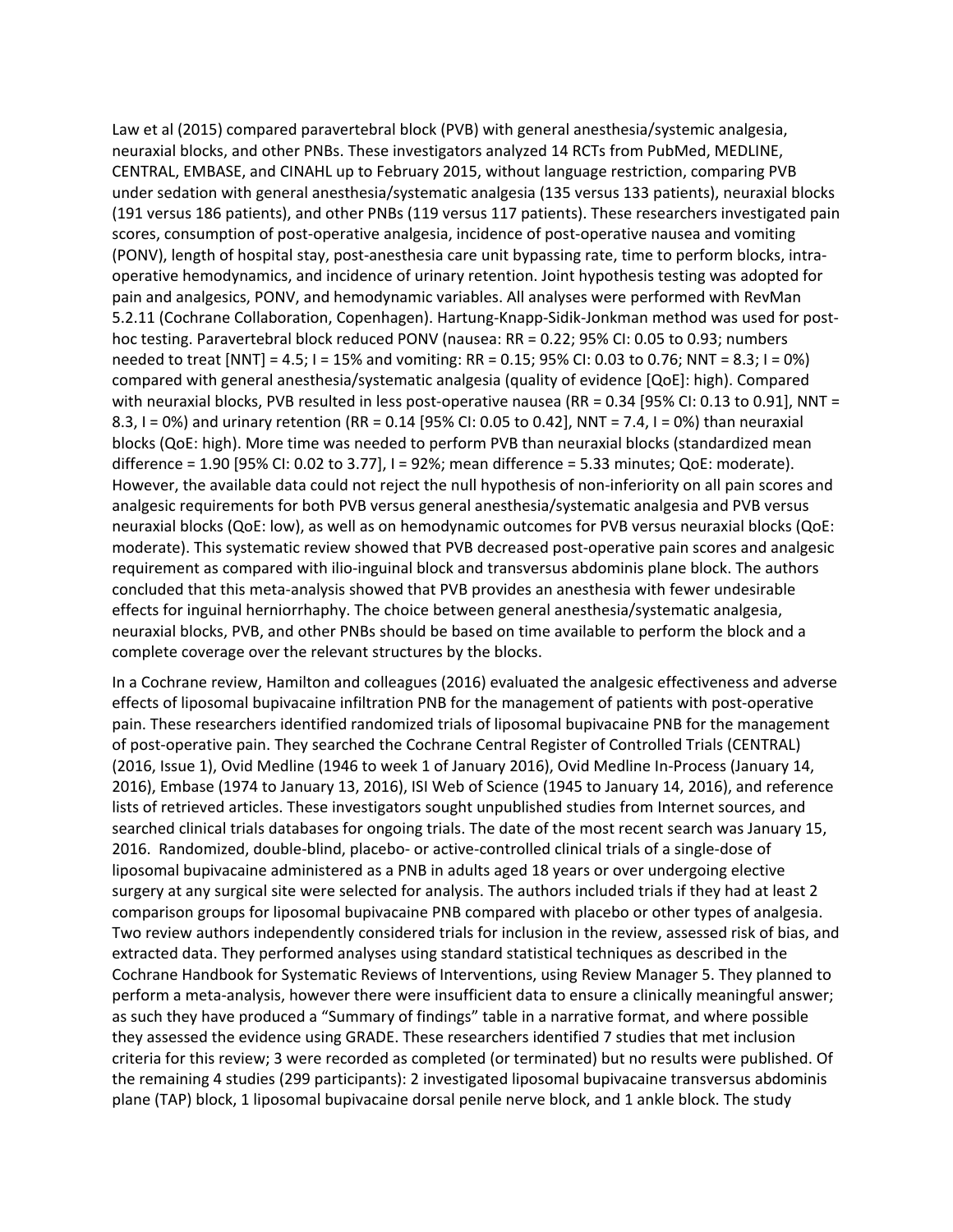Law et al (2015) compared paravertebral block (PVB) with general anesthesia/systemic analgesia, neuraxial blocks, and other PNBs. These investigators analyzed 14 RCTs from PubMed, MEDLINE, CENTRAL, EMBASE, and CINAHL up to February 2015, without language restriction, comparing PVB under sedation with general anesthesia/systematic analgesia (135 versus 133 patients), neuraxial blocks (191 versus 186 patients), and other PNBs (119 versus 117 patients). These researchers investigated pain scores, consumption of post-operative analgesia, incidence of post-operative nausea and vomiting (PONV), length of hospital stay, post-anesthesia care unit bypassing rate, time to perform blocks, intra-operative hemodynamics, and incidence of urinary retention. Joint hypothesis testing was adopted for pain and analgesics, PONV, and hemodynamic variables. All analyses were performed with RevMan 5.2.11 (Cochrane Collaboration, Copenhagen). Hartung-Knapp-Sidik-Jonkman method was used for post-hoc testing. Paravertebral block reduced PONV (nausea: RR = 0.22; 95% CI: 0.05 to 0.93; numbers needed to treat [NNT] = 4.5; I = 15% and vomiting: RR = 0.15; 95% CI: 0.03 to 0.76; NNT = 8.3; I = 0%) compared with general anesthesia/systematic analgesia (quality of evidence [QoE]: high). Compared with neuraxial blocks, PVB resulted in less post-operative nausea (RR = 0.34 [95% CI: 0.13 to 0.91], NNT = 8.3, I = 0%) and urinary retention (RR = 0.14 [95% CI: 0.05 to 0.42], NNT = 7.4, I = 0%) than neuraxial blocks (QoE: high). More time was needed to perform PVB than neuraxial blocks (standardized mean difference = 1.90 [95% CI: 0.02 to 3.77], I = 92%; mean difference = 5.33 minutes; QoE: moderate). However, the available data could not reject the null hypothesis of non-inferiority on all pain scores and analgesic requirements for both PVB versus general anesthesia/systematic analgesia and PVB versus neuraxial blocks (QoE: low), as well as on hemodynamic outcomes for PVB versus neuraxial blocks (QoE: moderate). This systematic review showed that PVB decreased post-operative pain scores and analgesic requirement as compared with ilio-inguinal block and transversus abdominis plane block. The authors concluded that this meta-analysis showed that PVB provides an anesthesia with fewer undesirable effects for inguinal herniorrhaphy. The choice between general anesthesia/systematic analgesia, neuraxial blocks, PVB, and other PNBs should be based on time available to perform the block and a complete coverage over the relevant structures by the blocks.

In a Cochrane review, Hamilton and colleagues (2016) evaluated the analgesic effectiveness and adverse effects of liposomal bupivacaine infiltration PNB for the management of patients with post-operative pain. These researchers identified randomized trials of liposomal bupivacaine PNB for the management of post-operative pain. They searched the Cochrane Central Register of Controlled Trials (CENTRAL) (2016, Issue 1), Ovid Medline (1946 to week 1 of January 2016), Ovid Medline In-Process (January 14, 2016), Embase (1974 to January 13, 2016), ISI Web of Science (1945 to January 14, 2016), and reference lists of retrieved articles. These investigators sought unpublished studies from Internet sources, and searched clinical trials databases for ongoing trials. The date of the most recent search was January 15, 2016. Randomized, double-blind, placebo- or active-controlled clinical trials of a single-dose of liposomal bupivacaine administered as a PNB in adults aged 18 years or over undergoing elective surgery at any surgical site were selected for analysis. The authors included trials if they had at least 2 comparison groups for liposomal bupivacaine PNB compared with placebo or other types of analgesia. Two review authors independently considered trials for inclusion in the review, assessed risk of bias, and extracted data. They performed analyses using standard statistical techniques as described in the Cochrane Handbook for Systematic Reviews of Interventions, using Review Manager 5. They planned to perform a meta-analysis, however there were insufficient data to ensure a clinically meaningful answer; as such they have produced a "Summary of findings" table in a narrative format, and where possible they assessed the evidence using GRADE. These researchers identified 7 studies that met inclusion criteria for this review; 3 were recorded as completed (or terminated) but no results were published. Of the remaining 4 studies (299 participants): 2 investigated liposomal bupivacaine transversus abdominis plane (TAP) block, 1 liposomal bupivacaine dorsal penile nerve block, and 1 ankle block. The study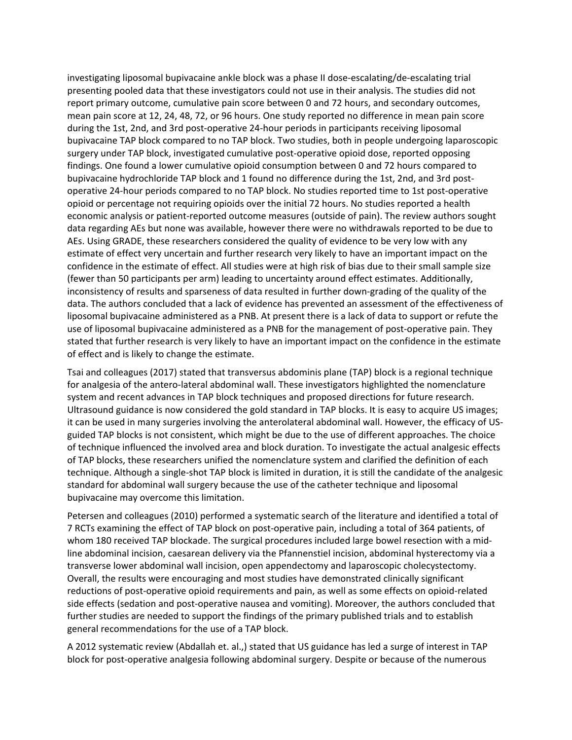investigating liposomal bupivacaine ankle block was a phase II dose-escalating/de-escalating trial presenting pooled data that these investigators could not use in their analysis. The studies did not report primary outcome, cumulative pain score between 0 and 72 hours, and secondary outcomes, mean pain score at 12, 24, 48, 72, or 96 hours. One study reported no difference in mean pain score during the 1st, 2nd, and 3rd post-operative 24-hour periods in participants receiving liposomal bupivacaine TAP block compared to no TAP block. Two studies, both in people undergoing laparoscopic surgery under TAP block, investigated cumulative post-operative opioid dose, reported opposing findings. One found a lower cumulative opioid consumption between 0 and 72 hours compared to bupivacaine hydrochloride TAP block and 1 found no difference during the 1st, 2nd, and 3rd post-operative 24-hour periods compared to no TAP block. No studies reported time to 1st post-operative opioid or percentage not requiring opioids over the initial 72 hours. No studies reported a health economic analysis or patient-reported outcome measures (outside of pain). The review authors sought data regarding AEs but none was available, however there were no withdrawals reported to be due to AEs. Using GRADE, these researchers considered the quality of evidence to be very low with any estimate of effect very uncertain and further research very likely to have an important impact on the confidence in the estimate of effect. All studies were at high risk of bias due to their small sample size (fewer than 50 participants per arm) leading to uncertainty around effect estimates. Additionally, inconsistency of results and sparseness of data resulted in further down-grading of the quality of the data. The authors concluded that a lack of evidence has prevented an assessment of the effectiveness of liposomal bupivacaine administered as a PNB. At present there is a lack of data to support or refute the use of liposomal bupivacaine administered as a PNB for the management of post-operative pain. They stated that further research is very likely to have an important impact on the confidence in the estimate of effect and is likely to change the estimate.

Tsai and colleagues (2017) stated that transversus abdominis plane (TAP) block is a regional technique for analgesia of the antero-lateral abdominal wall. These investigators highlighted the nomenclature system and recent advances in TAP block techniques and proposed directions for future research. Ultrasound guidance is now considered the gold standard in TAP blocks. It is easy to acquire US images; it can be used in many surgeries involving the anterolateral abdominal wall. However, the efficacy of US-guided TAP blocks is not consistent, which might be due to the use of different approaches. The choice of technique influenced the involved area and block duration. To investigate the actual analgesic effects of TAP blocks, these researchers unified the nomenclature system and clarified the definition of each technique. Although a single-shot TAP block is limited in duration, it is still the candidate of the analgesic standard for abdominal wall surgery because the use of the catheter technique and liposomal bupivacaine may overcome this limitation.

Petersen and colleagues (2010) performed a systematic search of the literature and identified a total of 7 RCTs examining the effect of TAP block on post-operative pain, including a total of 364 patients, of whom 180 received TAP blockade. The surgical procedures included large bowel resection with a mid-line abdominal incision, caesarean delivery via the Pfannenstiel incision, abdominal hysterectomy via a transverse lower abdominal wall incision, open appendectomy and laparoscopic cholecystectomy. Overall, the results were encouraging and most studies have demonstrated clinically significant reductions of post-operative opioid requirements and pain, as well as some effects on opioid-related side effects (sedation and post-operative nausea and vomiting). Moreover, the authors concluded that further studies are needed to support the findings of the primary published trials and to establish general recommendations for the use of a TAP block.

A 2012 systematic review (Abdallah et. al.,) stated that US guidance has led a surge of interest in TAP block for post-operative analgesia following abdominal surgery. Despite or because of the numerous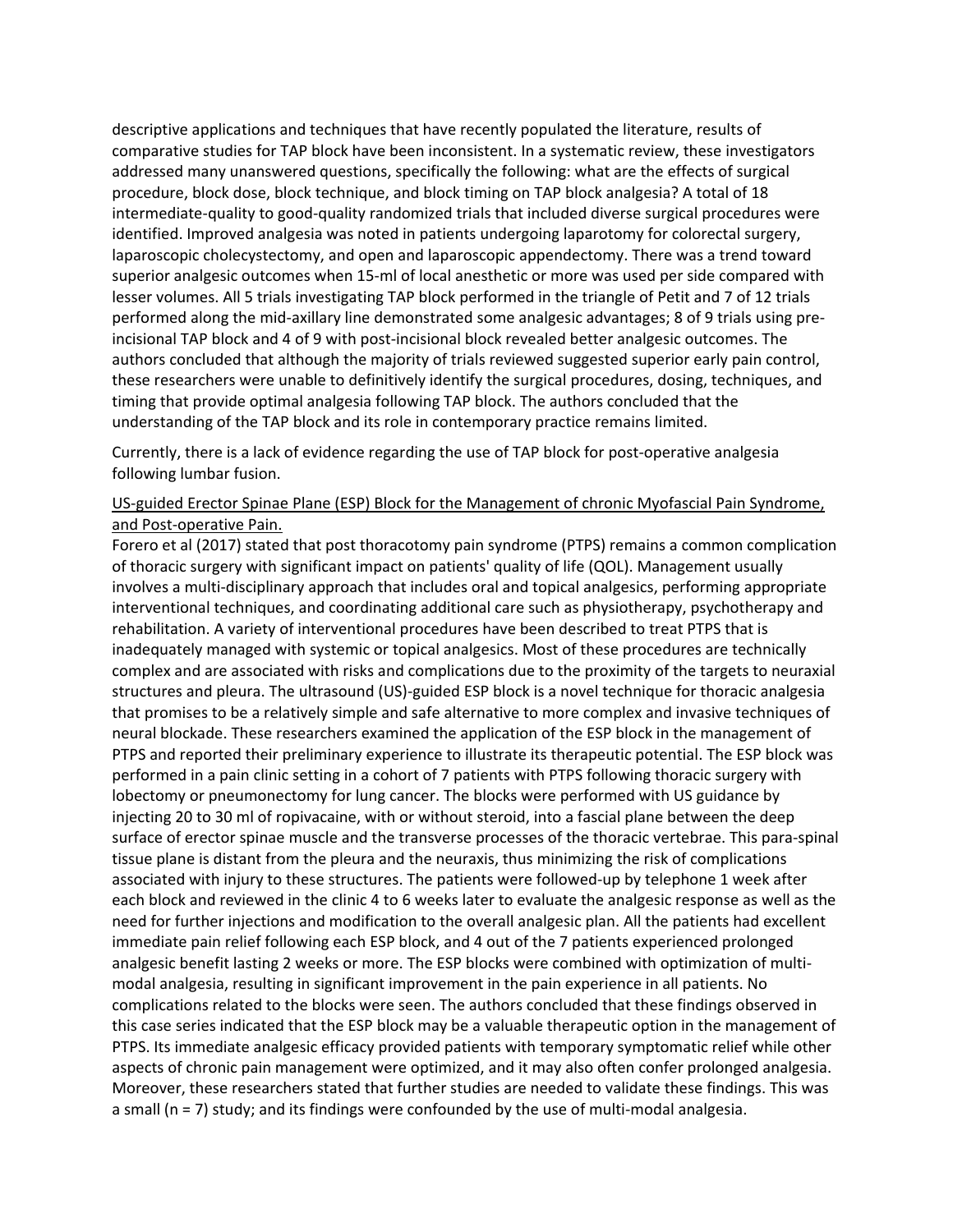descriptive applications and techniques that have recently populated the literature, results of comparative studies for TAP block have been inconsistent. In a systematic review, these investigators addressed many unanswered questions, specifically the following: what are the effects of surgical procedure, block dose, block technique, and block timing on TAP block analgesia? A total of 18 intermediate-quality to good-quality randomized trials that included diverse surgical procedures were identified. Improved analgesia was noted in patients undergoing laparotomy for colorectal surgery, laparoscopic cholecystectomy, and open and laparoscopic appendectomy. There was a trend toward superior analgesic outcomes when 15-ml of local anesthetic or more was used per side compared with lesser volumes. All 5 trials investigating TAP block performed in the triangle of Petit and 7 of 12 trials performed along the mid-axillary line demonstrated some analgesic advantages; 8 of 9 trials using pre-incisional TAP block and 4 of 9 with post-incisional block revealed better analgesic outcomes. The authors concluded that although the majority of trials reviewed suggested superior early pain control, these researchers were unable to definitively identify the surgical procedures, dosing, techniques, and timing that provide optimal analgesia following TAP block. The authors concluded that the understanding of the TAP block and its role in contemporary practice remains limited.

Currently, there is a lack of evidence regarding the use of TAP block for post-operative analgesia following lumbar fusion.

<u>US-guided Erector Spinae Plane (ESP) Block for the Management of chronic Myofascial Pain Syndrome, and Post-operative Pain.</u>

Forero et al (2017) stated that post thoracotomy pain syndrome (PTPS) remains a common complication of thoracic surgery with significant impact on patients' quality of life (QOL). Management usually involves a multi-disciplinary approach that includes oral and topical analgesics, performing appropriate interventional techniques, and coordinating additional care such as physiotherapy, psychotherapy and rehabilitation. A variety of interventional procedures have been described to treat PTPS that is inadequately managed with systemic or topical analgesics. Most of these procedures are technically complex and are associated with risks and complications due to the proximity of the targets to neuraxial structures and pleura. The ultrasound (US)-guided ESP block is a novel technique for thoracic analgesia that promises to be a relatively simple and safe alternative to more complex and invasive techniques of neural blockade. These researchers examined the application of the ESP block in the management of PTPS and reported their preliminary experience to illustrate its therapeutic potential. The ESP block was performed in a pain clinic setting in a cohort of 7 patients with PTPS following thoracic surgery with lobectomy or pneumonectomy for lung cancer. The blocks were performed with US guidance by injecting 20 to 30 ml of ropivacaine, with or without steroid, into a fascial plane between the deep surface of erector spinae muscle and the transverse processes of the thoracic vertebrae. This para-spinal tissue plane is distant from the pleura and the neuraxis, thus minimizing the risk of complications associated with injury to these structures. The patients were followed-up by telephone 1 week after each block and reviewed in the clinic 4 to 6 weeks later to evaluate the analgesic response as well as the need for further injections and modification to the overall analgesic plan. All the patients had excellent immediate pain relief following each ESP block, and 4 out of the 7 patients experienced prolonged analgesic benefit lasting 2 weeks or more. The ESP blocks were combined with optimization of multi-modal analgesia, resulting in significant improvement in the pain experience in all patients. No complications related to the blocks were seen. The authors concluded that these findings observed in this case series indicated that the ESP block may be a valuable therapeutic option in the management of PTPS. Its immediate analgesic efficacy provided patients with temporary symptomatic relief while other aspects of chronic pain management were optimized, and it may also often confer prolonged analgesia. Moreover, these researchers stated that further studies are needed to validate these findings. This was a small (n = 7) study; and its findings were confounded by the use of multi-modal analgesia.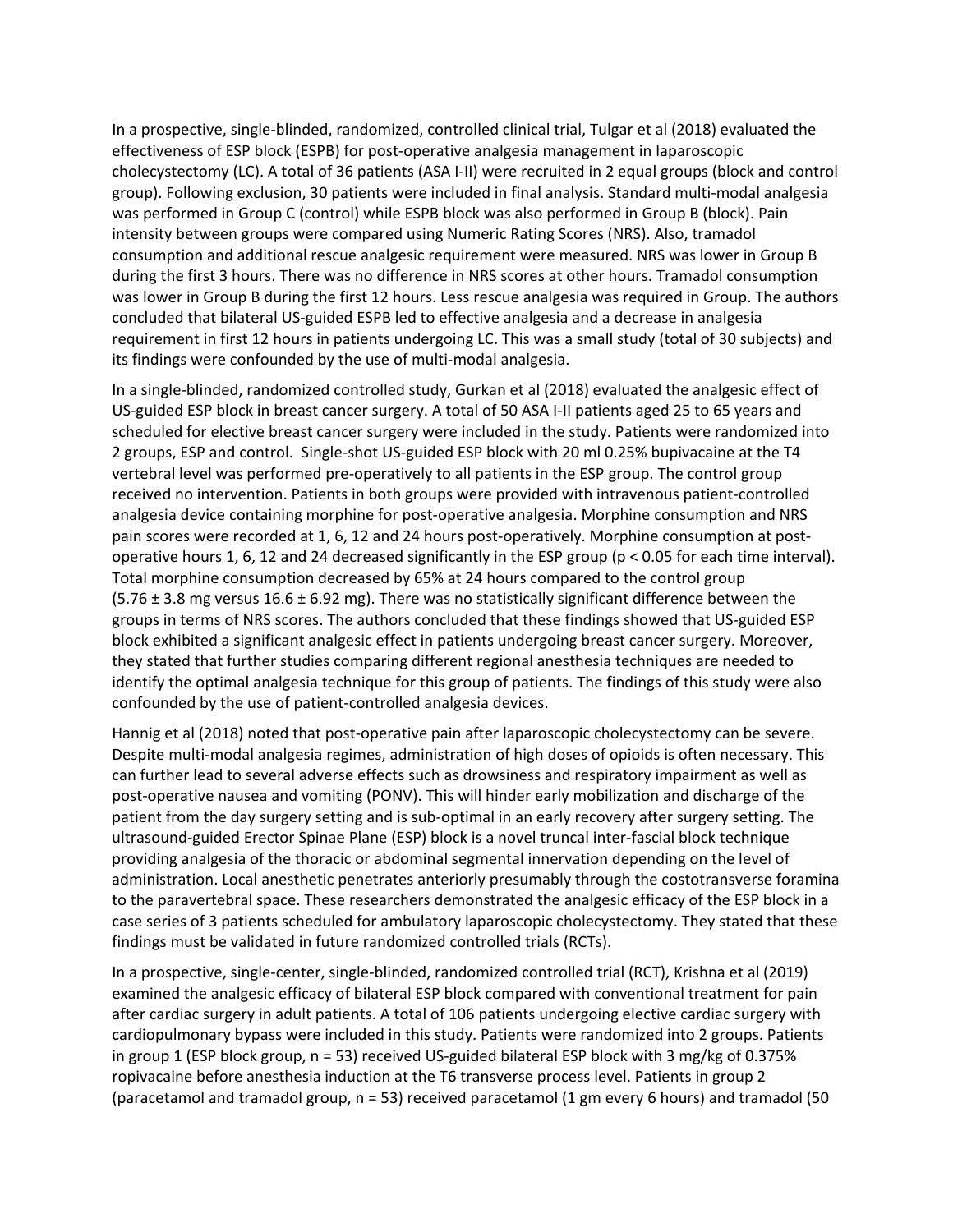In a prospective, single-blinded, randomized, controlled clinical trial, Tulgar et al (2018) evaluated the effectiveness of ESP block (ESPB) for post-operative analgesia management in laparoscopic cholecystectomy (LC). A total of 36 patients (ASA I-II) were recruited in 2 equal groups (block and control group). Following exclusion, 30 patients were included in final analysis. Standard multi-modal analgesia was performed in Group C (control) while ESPB block was also performed in Group B (block). Pain intensity between groups were compared using Numeric Rating Scores (NRS). Also, tramadol consumption and additional rescue analgesic requirement were measured. NRS was lower in Group B during the first 3 hours. There was no difference in NRS scores at other hours. Tramadol consumption was lower in Group B during the first 12 hours. Less rescue analgesia was required in Group. The authors concluded that bilateral US-guided ESPB led to effective analgesia and a decrease in analgesia requirement in first 12 hours in patients undergoing LC. This was a small study (total of 30 subjects) and its findings were confounded by the use of multi-modal analgesia.

In a single-blinded, randomized controlled study, Gurkan et al (2018) evaluated the analgesic effect of US-guided ESP block in breast cancer surgery. A total of 50 ASA I-II patients aged 25 to 65 years and scheduled for elective breast cancer surgery were included in the study. Patients were randomized into 2 groups, ESP and control. Single-shot US-guided ESP block with 20 ml 0.25% bupivacaine at the T4 vertebral level was performed pre-operatively to all patients in the ESP group. The control group received no intervention. Patients in both groups were provided with intravenous patient-controlled analgesia device containing morphine for post-operative analgesia. Morphine consumption and NRS pain scores were recorded at 1, 6, 12 and 24 hours post-operatively. Morphine consumption at post-operative hours 1, 6, 12 and 24 decreased significantly in the ESP group ($p < 0.05$ for each time interval). Total morphine consumption decreased by 65% at 24 hours compared to the control group ($5.76 \pm 3.8$ mg versus $16.6 \pm 6.92$ mg). There was no statistically significant difference between the groups in terms of NRS scores. The authors concluded that these findings showed that US-guided ESP block exhibited a significant analgesic effect in patients undergoing breast cancer surgery. Moreover, they stated that further studies comparing different regional anesthesia techniques are needed to identify the optimal analgesia technique for this group of patients. The findings of this study were also confounded by the use of patient-controlled analgesia devices.

Hannig et al (2018) noted that post-operative pain after laparoscopic cholecystectomy can be severe. Despite multi-modal analgesia regimes, administration of high doses of opioids is often necessary. This can further lead to several adverse effects such as drowsiness and respiratory impairment as well as post-operative nausea and vomiting (PONV). This will hinder early mobilization and discharge of the patient from the day surgery setting and is sub-optimal in an early recovery after surgery setting. The ultrasound-guided Erector Spinae Plane (ESP) block is a novel truncal inter-fascial block technique providing analgesia of the thoracic or abdominal segmental innervation depending on the level of administration. Local anesthetic penetrates anteriorly presumably through the costotransverse foramina to the paravertebral space. These researchers demonstrated the analgesic efficacy of the ESP block in a case series of 3 patients scheduled for ambulatory laparoscopic cholecystectomy. They stated that these findings must be validated in future randomized controlled trials (RCTs).

In a prospective, single-center, single-blinded, randomized controlled trial (RCT), Krishna et al (2019) examined the analgesic efficacy of bilateral ESP block compared with conventional treatment for pain after cardiac surgery in adult patients. A total of 106 patients undergoing elective cardiac surgery with cardiopulmonary bypass were included in this study. Patients were randomized into 2 groups. Patients in group 1 (ESP block group, n = 53) received US-guided bilateral ESP block with 3 mg/kg of 0.375% ropivacaine before anesthesia induction at the T6 transverse process level. Patients in group 2 (paracetamol and tramadol group, n = 53) received paracetamol (1 gm every 6 hours) and tramadol (50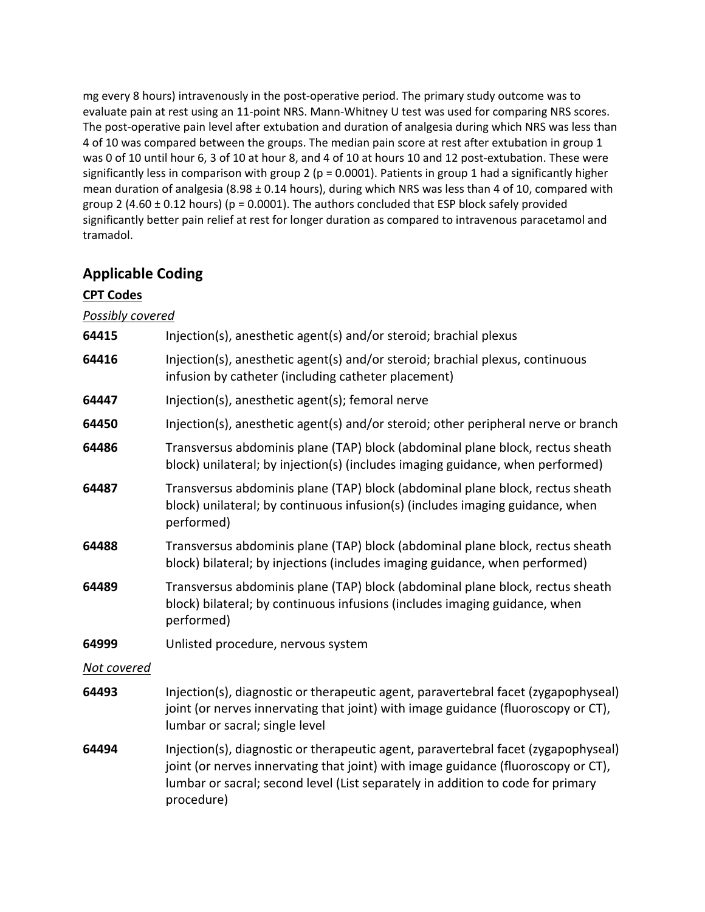mg every 8 hours) intravenously in the post-operative period. The primary study outcome was to evaluate pain at rest using an 11-point NRS. Mann-Whitney U test was used for comparing NRS scores. The post-operative pain level after extubation and duration of analgesia during which NRS was less than 4 of 10 was compared between the groups. The median pain score at rest after extubation in group 1 was 0 of 10 until hour 6, 3 of 10 at hour 8, and 4 of 10 at hours 10 and 12 post-extubation. These were significantly less in comparison with group 2 ($p = 0.0001$). Patients in group 1 had a significantly higher mean duration of analgesia (8.98 ± 0.14 hours), during which NRS was less than 4 of 10, compared with group 2 (4.60 ± 0.12 hours) ($p = 0.0001$). The authors concluded that ESP block safely provided significantly better pain relief at rest for longer duration as compared to intravenous paracetamol and tramadol.

## Applicable Coding

### CPT Codes

*Possibly covered*

| | |
|---|---|
| **64415** | Injection(s), anesthetic agent(s) and/or steroid; brachial plexus |
| **64416** | Injection(s), anesthetic agent(s) and/or steroid; brachial plexus, continuous infusion by catheter (including catheter placement) |
| **64447** | Injection(s), anesthetic agent(s); femoral nerve |
| **64450** | Injection(s), anesthetic agent(s) and/or steroid; other peripheral nerve or branch |
| **64486** | Transversus abdominis plane (TAP) block (abdominal plane block, rectus sheath block) unilateral; by injection(s) (includes imaging guidance, when performed) |
| **64487** | Transversus abdominis plane (TAP) block (abdominal plane block, rectus sheath block) unilateral; by continuous infusion(s) (includes imaging guidance, when performed) |
| **64488** | Transversus abdominis plane (TAP) block (abdominal plane block, rectus sheath block) bilateral; by injections (includes imaging guidance, when performed) |
| **64489** | Transversus abdominis plane (TAP) block (abdominal plane block, rectus sheath block) bilateral; by continuous infusions (includes imaging guidance, when performed) |
| **64999** | Unlisted procedure, nervous system |

*Not covered*

| | |
|---|---|
| **64493** | Injection(s), diagnostic or therapeutic agent, paravertebral facet (zygapophyseal) joint (or nerves innervating that joint) with image guidance (fluoroscopy or CT), lumbar or sacral; single level |
| **64494** | Injection(s), diagnostic or therapeutic agent, paravertebral facet (zygapophyseal) joint (or nerves innervating that joint) with image guidance (fluoroscopy or CT), lumbar or sacral; second level (List separately in addition to code for primary procedure) |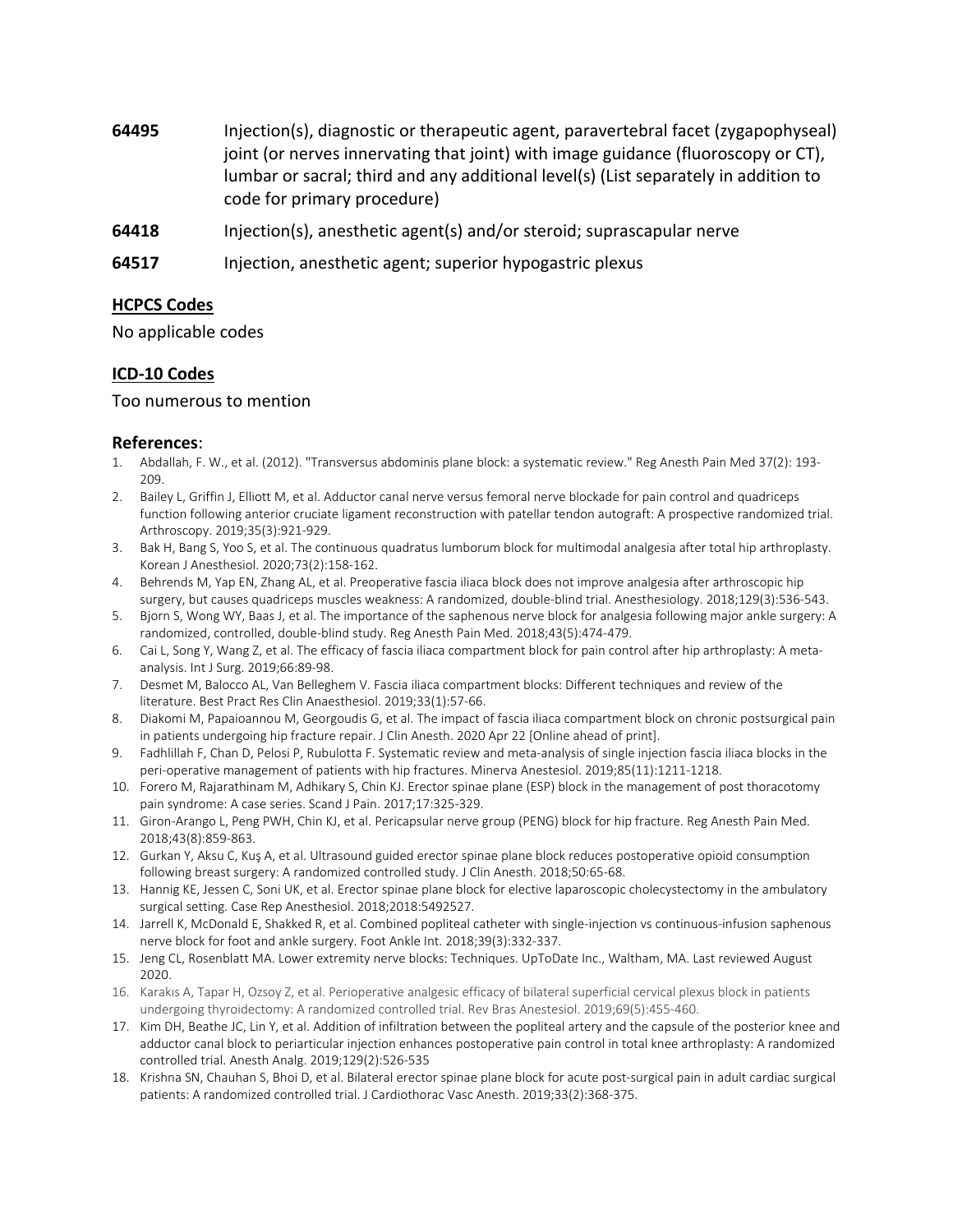**64495** Injection(s), diagnostic or therapeutic agent, paravertebral facet (zygapophyseal) joint (or nerves innervating that joint) with image guidance (fluoroscopy or CT), lumbar or sacral; third and any additional level(s) (List separately in addition to code for primary procedure)

**64418** Injection(s), anesthetic agent(s) and/or steroid; suprascapular nerve

**64517** Injection, anesthetic agent; superior hypogastric plexus

## HCPCS Codes

No applicable codes

## ICD-10 Codes

Too numerous to mention

## References:

1. Abdallah, F. W., et al. (2012). "Transversus abdominis plane block: a systematic review." Reg Anesth Pain Med 37(2): 193-209.
2. Bailey L, Griffin J, Elliott M, et al. Adductor canal nerve versus femoral nerve blockade for pain control and quadriceps function following anterior cruciate ligament reconstruction with patellar tendon autograft: A prospective randomized trial. Arthroscopy. 2019;35(3):921-929.
3. Bak H, Bang S, Yoo S, et al. The continuous quadratus lumborum block for multimodal analgesia after total hip arthroplasty. Korean J Anesthesiol. 2020;73(2):158-162.
4. Behrends M, Yap EN, Zhang AL, et al. Preoperative fascia iliaca block does not improve analgesia after arthroscopic hip surgery, but causes quadriceps muscles weakness: A randomized, double-blind trial. Anesthesiology. 2018;129(3):536-543.
5. Bjorn S, Wong WY, Baas J, et al. The importance of the saphenous nerve block for analgesia following major ankle surgery: A randomized, controlled, double-blind study. Reg Anesth Pain Med. 2018;43(5):474-479.
6. Cai L, Song Y, Wang Z, et al. The efficacy of fascia iliaca compartment block for pain control after hip arthroplasty: A meta-analysis. Int J Surg. 2019;66:89-98.
7. Desmet M, Balocco AL, Van Belleghem V. Fascia iliaca compartment blocks: Different techniques and review of the literature. Best Pract Res Clin Anaesthesiol. 2019;33(1):57-66.
8. Diakomi M, Papaioannou M, Georgoudis G, et al. The impact of fascia iliaca compartment block on chronic postsurgical pain in patients undergoing hip fracture repair. J Clin Anesth. 2020 Apr 22 [Online ahead of print].
9. Fadhlillah F, Chan D, Pelosi P, Rubulotta F. Systematic review and meta-analysis of single injection fascia iliaca blocks in the peri-operative management of patients with hip fractures. Minerva Anestesiol. 2019;85(11):1211-1218.
10. Forero M, Rajarathinam M, Adhikary S, Chin KJ. Erector spinae plane (ESP) block in the management of post thoracotomy pain syndrome: A case series. Scand J Pain. 2017;17:325-329.
11. Giron-Arango L, Peng PWH, Chin KJ, et al. Pericapsular nerve group (PENG) block for hip fracture. Reg Anesth Pain Med. 2018;43(8):859-863.
12. Gurkan Y, Aksu C, Kuş A, et al. Ultrasound guided erector spinae plane block reduces postoperative opioid consumption following breast surgery: A randomized controlled study. J Clin Anesth. 2018;50:65-68.
13. Hannig KE, Jessen C, Soni UK, et al. Erector spinae plane block for elective laparoscopic cholecystectomy in the ambulatory surgical setting. Case Rep Anesthesiol. 2018;2018:5492527.
14. Jarrell K, McDonald E, Shakked R, et al. Combined popliteal catheter with single-injection vs continuous-infusion saphenous nerve block for foot and ankle surgery. Foot Ankle Int. 2018;39(3):332-337.
15. Jeng CL, Rosenblatt MA. Lower extremity nerve blocks: Techniques. UpToDate Inc., Waltham, MA. Last reviewed August 2020.
16. Karakıs A, Tapar H, Ozsoy Z, et al. Perioperative analgesic efficacy of bilateral superficial cervical plexus block in patients undergoing thyroidectomy: A randomized controlled trial. Rev Bras Anestesiol. 2019;69(5):455-460.
17. Kim DH, Beathe JC, Lin Y, et al. Addition of infiltration between the popliteal artery and the capsule of the posterior knee and adductor canal block to periarticular injection enhances postoperative pain control in total knee arthroplasty: A randomized controlled trial. Anesth Analg. 2019;129(2):526-535
18. Krishna SN, Chauhan S, Bhoi D, et al. Bilateral erector spinae plane block for acute post-surgical pain in adult cardiac surgical patients: A randomized controlled trial. J Cardiothorac Vasc Anesth. 2019;33(2):368-375.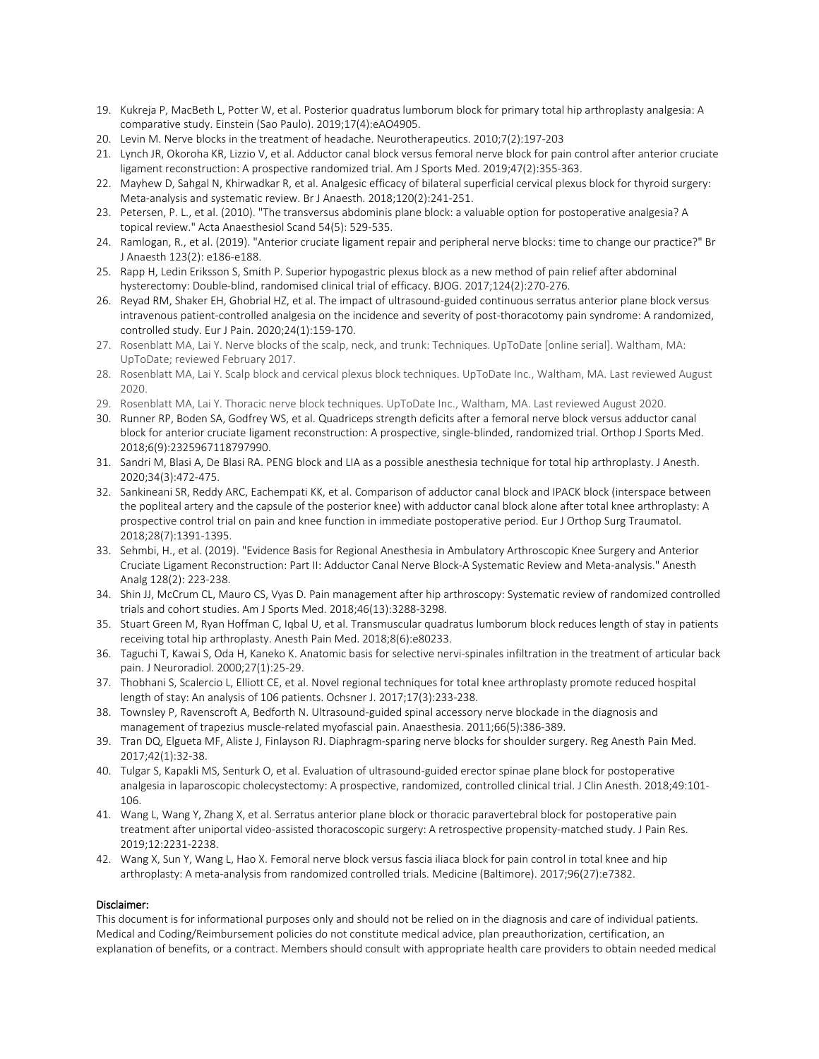19. Kukreja P, MacBeth L, Potter W, et al. Posterior quadratus lumborum block for primary total hip arthroplasty analgesia: A comparative study. Einstein (Sao Paulo). 2019;17(4):eAO4905.
20. Levin M. Nerve blocks in the treatment of headache. Neurotherapeutics. 2010;7(2):197-203
21. Lynch JR, Okoroha KR, Lizzio V, et al. Adductor canal block versus femoral nerve block for pain control after anterior cruciate ligament reconstruction: A prospective randomized trial. Am J Sports Med. 2019;47(2):355-363.
22. Mayhew D, Sahgal N, Khirwadkar R, et al. Analgesic efficacy of bilateral superficial cervical plexus block for thyroid surgery: Meta-analysis and systematic review. Br J Anaesth. 2018;120(2):241-251.
23. Petersen, P. L., et al. (2010). "The transversus abdominis plane block: a valuable option for postoperative analgesia? A topical review." Acta Anaesthesiol Scand 54(5): 529-535.
24. Ramlogan, R., et al. (2019). "Anterior cruciate ligament repair and peripheral nerve blocks: time to change our practice?" Br J Anaesth 123(2): e186-e188.
25. Rapp H, Ledin Eriksson S, Smith P. Superior hypogastric plexus block as a new method of pain relief after abdominal hysterectomy: Double-blind, randomised clinical trial of efficacy. BJOG. 2017;124(2):270-276.
26. Reyad RM, Shaker EH, Ghobrial HZ, et al. The impact of ultrasound-guided continuous serratus anterior plane block versus intravenous patient-controlled analgesia on the incidence and severity of post-thoracotomy pain syndrome: A randomized, controlled study. Eur J Pain. 2020;24(1):159-170.
27. Rosenblatt MA, Lai Y. Nerve blocks of the scalp, neck, and trunk: Techniques. UpToDate [online serial]. Waltham, MA: UpToDate; reviewed February 2017.
28. Rosenblatt MA, Lai Y. Scalp block and cervical plexus block techniques. UpToDate Inc., Waltham, MA. Last reviewed August 2020.
29. Rosenblatt MA, Lai Y. Thoracic nerve block techniques. UpToDate Inc., Waltham, MA. Last reviewed August 2020.
30. Runner RP, Boden SA, Godfrey WS, et al. Quadriceps strength deficits after a femoral nerve block versus adductor canal block for anterior cruciate ligament reconstruction: A prospective, single-blinded, randomized trial. Orthop J Sports Med. 2018;6(9):2325967118797990.
31. Sandri M, Blasi A, De Blasi RA. PENG block and LIA as a possible anesthesia technique for total hip arthroplasty. J Anesth. 2020;34(3):472-475.
32. Sankineani SR, Reddy ARC, Eachempati KK, et al. Comparison of adductor canal block and IPACK block (interspace between the popliteal artery and the capsule of the posterior knee) with adductor canal block alone after total knee arthroplasty: A prospective control trial on pain and knee function in immediate postoperative period. Eur J Orthop Surg Traumatol. 2018;28(7):1391-1395.
33. Sehmbi, H., et al. (2019). "Evidence Basis for Regional Anesthesia in Ambulatory Arthroscopic Knee Surgery and Anterior Cruciate Ligament Reconstruction: Part II: Adductor Canal Nerve Block-A Systematic Review and Meta-analysis." Anesth Analg 128(2): 223-238.
34. Shin JJ, McCrum CL, Mauro CS, Vyas D. Pain management after hip arthroscopy: Systematic review of randomized controlled trials and cohort studies. Am J Sports Med. 2018;46(13):3288-3298.
35. Stuart Green M, Ryan Hoffman C, Iqbal U, et al. Transmuscular quadratus lumborum block reduces length of stay in patients receiving total hip arthroplasty. Anesth Pain Med. 2018;8(6):e80233.
36. Taguchi T, Kawai S, Oda H, Kaneko K. Anatomic basis for selective nervi-spinales infiltration in the treatment of articular back pain. J Neuroradiol. 2000;27(1):25-29.
37. Thobhani S, Scalercio L, Elliott CE, et al. Novel regional techniques for total knee arthroplasty promote reduced hospital length of stay: An analysis of 106 patients. Ochsner J. 2017;17(3):233-238.
38. Townsley P, Ravenscroft A, Bedforth N. Ultrasound-guided spinal accessory nerve blockade in the diagnosis and management of trapezius muscle-related myofascial pain. Anaesthesia. 2011;66(5):386-389.
39. Tran DQ, Elgueta MF, Aliste J, Finlayson RJ. Diaphragm-sparing nerve blocks for shoulder surgery. Reg Anesth Pain Med. 2017;42(1):32-38.
40. Tulgar S, Kapakli MS, Senturk O, et al. Evaluation of ultrasound-guided erector spinae plane block for postoperative analgesia in laparoscopic cholecystectomy: A prospective, randomized, controlled clinical trial. J Clin Anesth. 2018;49:101-106.
41. Wang L, Wang Y, Zhang X, et al. Serratus anterior plane block or thoracic paravertebral block for postoperative pain treatment after uniportal video-assisted thoracoscopic surgery: A retrospective propensity-matched study. J Pain Res. 2019;12:2231-2238.
42. Wang X, Sun Y, Wang L, Hao X. Femoral nerve block versus fascia iliaca block for pain control in total knee and hip arthroplasty: A meta-analysis from randomized controlled trials. Medicine (Baltimore). 2017;96(27):e7382.

**Disclaimer:**

This document is for informational purposes only and should not be relied on in the diagnosis and care of individual patients. Medical and Coding/Reimbursement policies do not constitute medical advice, plan preauthorization, certification, an explanation of benefits, or a contract. Members should consult with appropriate health care providers to obtain needed medical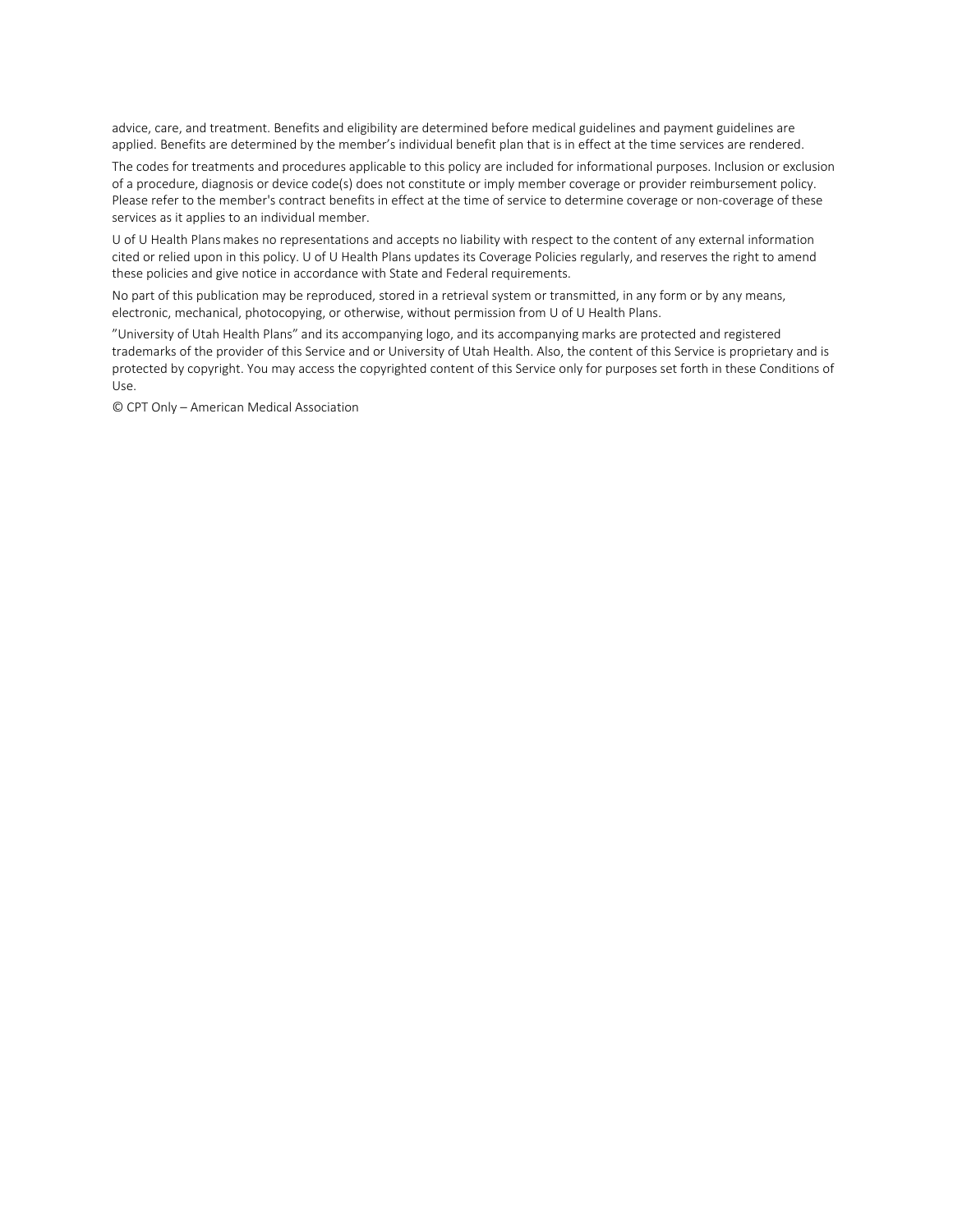advice, care, and treatment. Benefits and eligibility are determined before medical guidelines and payment guidelines are applied. Benefits are determined by the member's individual benefit plan that is in effect at the time services are rendered.

The codes for treatments and procedures applicable to this policy are included for informational purposes. Inclusion or exclusion of a procedure, diagnosis or device code(s) does not constitute or imply member coverage or provider reimbursement policy. Please refer to the member's contract benefits in effect at the time of service to determine coverage or non-coverage of these services as it applies to an individual member.

U of U Health Plans makes no representations and accepts no liability with respect to the content of any external information cited or relied upon in this policy. U of U Health Plans updates its Coverage Policies regularly, and reserves the right to amend these policies and give notice in accordance with State and Federal requirements.

No part of this publication may be reproduced, stored in a retrieval system or transmitted, in any form or by any means, electronic, mechanical, photocopying, or otherwise, without permission from U of U Health Plans.

"University of Utah Health Plans" and its accompanying logo, and its accompanying marks are protected and registered trademarks of the provider of this Service and or University of Utah Health. Also, the content of this Service is proprietary and is protected by copyright. You may access the copyrighted content of this Service only for purposes set forth in these Conditions of Use.

© CPT Only – American Medical Association